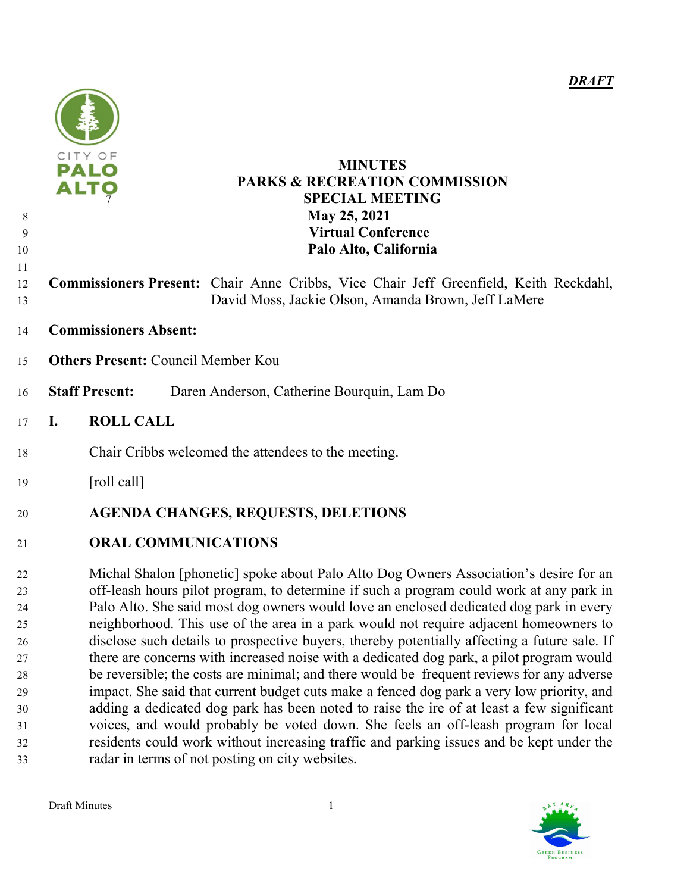***DRAFT***

# MINUTES
# PARKS & RECREATION COMMISSION
# SPECIAL MEETING
## May 25, 2021
## Virtual Conference
## Palo Alto, California

**Commissioners Present:** Chair Anne Cribbs, Vice Chair Jeff Greenfield, Keith Reckdahl, David Moss, Jackie Olson, Amanda Brown, Jeff LaMere

**Commissioners Absent:**

**Others Present:** Council Member Kou

**Staff Present:** Daren Anderson, Catherine Bourquin, Lam Do

## I. ROLL CALL

Chair Cribbs welcomed the attendees to the meeting.

[roll call]

## AGENDA CHANGES, REQUESTS, DELETIONS

## ORAL COMMUNICATIONS

Michal Shalon [phonetic] spoke about Palo Alto Dog Owners Association's desire for an off-leash hours pilot program, to determine if such a program could work at any park in Palo Alto. She said most dog owners would love an enclosed dedicated dog park in every neighborhood. This use of the area in a park would not require adjacent homeowners to disclose such details to prospective buyers, thereby potentially affecting a future sale. If there are concerns with increased noise with a dedicated dog park, a pilot program would be reversible; the costs are minimal; and there would be frequent reviews for any adverse impact. She said that current budget cuts make a fenced dog park a very low priority, and adding a dedicated dog park has been noted to raise the ire of at least a few significant voices, and would probably be voted down. She feels an off-leash program for local residents could work without increasing traffic and parking issues and be kept under the radar in terms of not posting on city websites.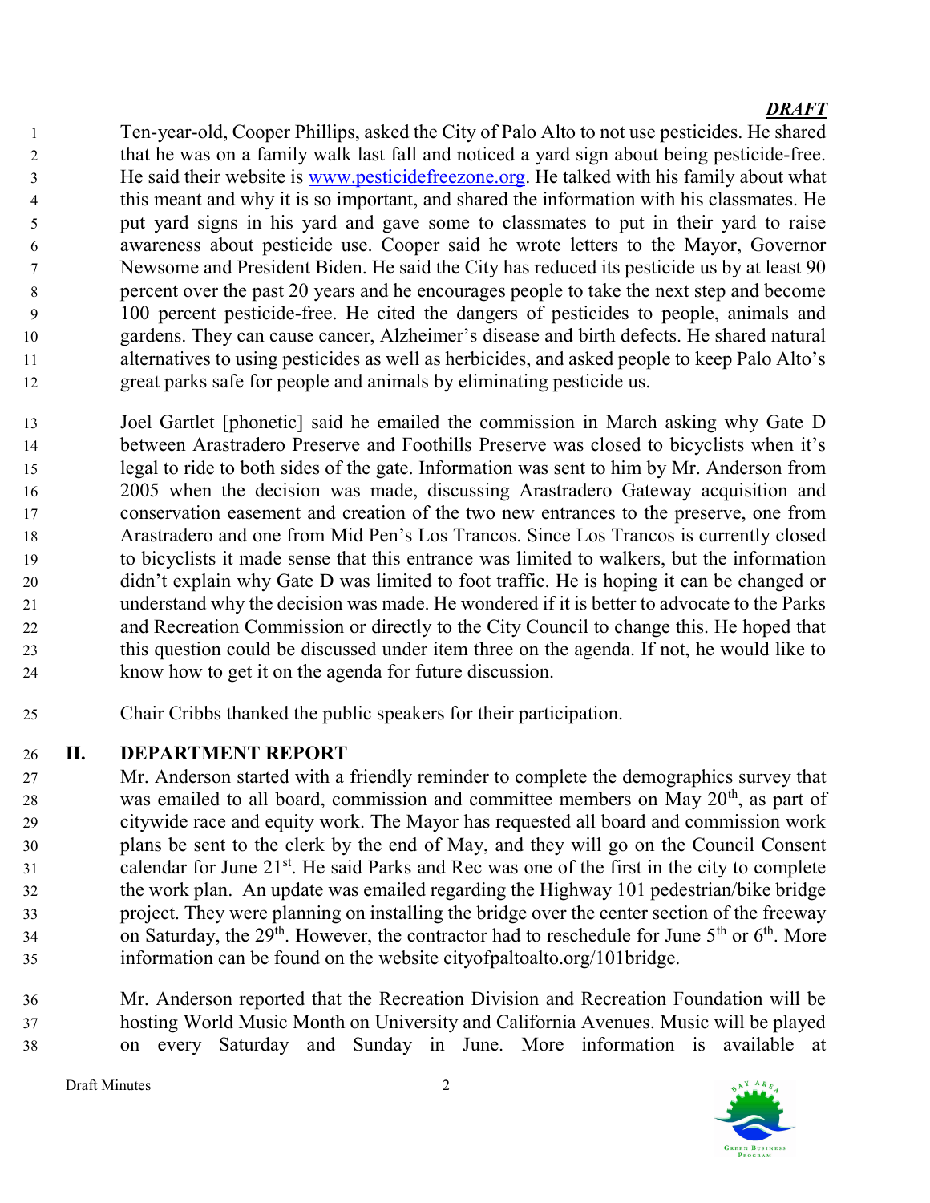*DRAFT*

Ten-year-old, Cooper Phillips, asked the City of Palo Alto to not use pesticides. He shared that he was on a family walk last fall and noticed a yard sign about being pesticide-free. He said their website is www.pesticidefreezone.org. He talked with his family about what this meant and why it is so important, and shared the information with his classmates. He put yard signs in his yard and gave some to classmates to put in their yard to raise awareness about pesticide use. Cooper said he wrote letters to the Mayor, Governor Newsome and President Biden. He said the City has reduced its pesticide us by at least 90 percent over the past 20 years and he encourages people to take the next step and become 100 percent pesticide-free. He cited the dangers of pesticides to people, animals and gardens. They can cause cancer, Alzheimer's disease and birth defects. He shared natural alternatives to using pesticides as well as herbicides, and asked people to keep Palo Alto's great parks safe for people and animals by eliminating pesticide us.

Joel Gartlet [phonetic] said he emailed the commission in March asking why Gate D between Arastradero Preserve and Foothills Preserve was closed to bicyclists when it's legal to ride to both sides of the gate. Information was sent to him by Mr. Anderson from 2005 when the decision was made, discussing Arastradero Gateway acquisition and conservation easement and creation of the two new entrances to the preserve, one from Arastradero and one from Mid Pen's Los Trancos. Since Los Trancos is currently closed to bicyclists it made sense that this entrance was limited to walkers, but the information didn't explain why Gate D was limited to foot traffic. He is hoping it can be changed or understand why the decision was made. He wondered if it is better to advocate to the Parks and Recreation Commission or directly to the City Council to change this. He hoped that this question could be discussed under item three on the agenda. If not, he would like to know how to get it on the agenda for future discussion.

Chair Cribbs thanked the public speakers for their participation.

## II. DEPARTMENT REPORT

Mr. Anderson started with a friendly reminder to complete the demographics survey that was emailed to all board, commission and committee members on May 20th, as part of citywide race and equity work. The Mayor has requested all board and commission work plans be sent to the clerk by the end of May, and they will go on the Council Consent calendar for June 21st. He said Parks and Rec was one of the first in the city to complete the work plan. An update was emailed regarding the Highway 101 pedestrian/bike bridge project. They were planning on installing the bridge over the center section of the freeway on Saturday, the 29th. However, the contractor had to reschedule for June 5th or 6th. More information can be found on the website cityofpaltoalto.org/101bridge.

Mr. Anderson reported that the Recreation Division and Recreation Foundation will be hosting World Music Month on University and California Avenues. Music will be played on every Saturday and Sunday in June. More information is available at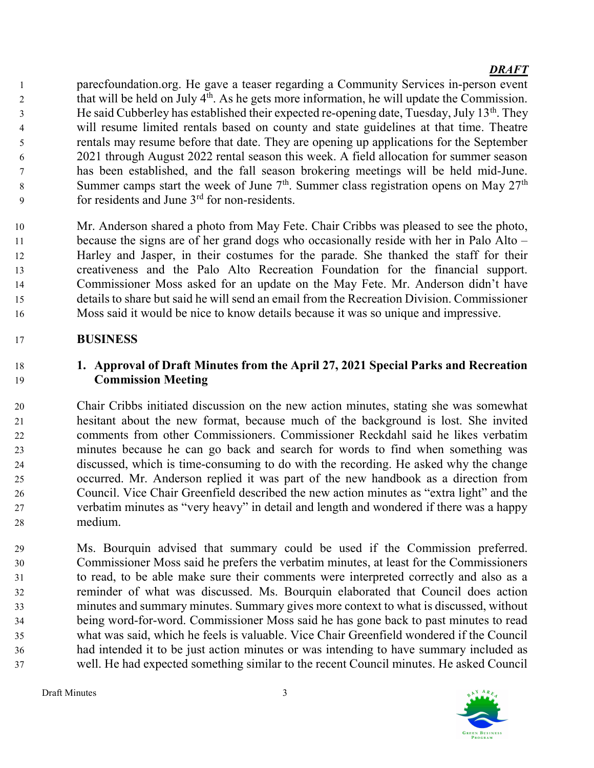parecfoundation.org. He gave a teaser regarding a Community Services in-person event that will be held on July 4th. As he gets more information, he will update the Commission. He said Cubberley has established their expected re-opening date, Tuesday, July 13th. They will resume limited rentals based on county and state guidelines at that time. Theatre rentals may resume before that date. They are opening up applications for the September 2021 through August 2022 rental season this week. A field allocation for summer season has been established, and the fall season brokering meetings will be held mid-June. Summer camps start the week of June 7th. Summer class registration opens on May 27th for residents and June 3rd for non-residents.

Mr. Anderson shared a photo from May Fete. Chair Cribbs was pleased to see the photo, because the signs are of her grand dogs who occasionally reside with her in Palo Alto – Harley and Jasper, in their costumes for the parade. She thanked the staff for their creativeness and the Palo Alto Recreation Foundation for the financial support. Commissioner Moss asked for an update on the May Fete. Mr. Anderson didn't have details to share but said he will send an email from the Recreation Division. Commissioner Moss said it would be nice to know details because it was so unique and impressive.

## BUSINESS

### 1. Approval of Draft Minutes from the April 27, 2021 Special Parks and Recreation Commission Meeting

Chair Cribbs initiated discussion on the new action minutes, stating she was somewhat hesitant about the new format, because much of the background is lost. She invited comments from other Commissioners. Commissioner Reckdahl said he likes verbatim minutes because he can go back and search for words to find when something was discussed, which is time-consuming to do with the recording. He asked why the change occurred. Mr. Anderson replied it was part of the new handbook as a direction from Council. Vice Chair Greenfield described the new action minutes as "extra light" and the verbatim minutes as "very heavy" in detail and length and wondered if there was a happy medium.

Ms. Bourquin advised that summary could be used if the Commission preferred. Commissioner Moss said he prefers the verbatim minutes, at least for the Commissioners to read, to be able make sure their comments were interpreted correctly and also as a reminder of what was discussed. Ms. Bourquin elaborated that Council does action minutes and summary minutes. Summary gives more context to what is discussed, without being word-for-word. Commissioner Moss said he has gone back to past minutes to read what was said, which he feels is valuable. Vice Chair Greenfield wondered if the Council had intended it to be just action minutes or was intending to have summary included as well. He had expected something similar to the recent Council minutes. He asked Council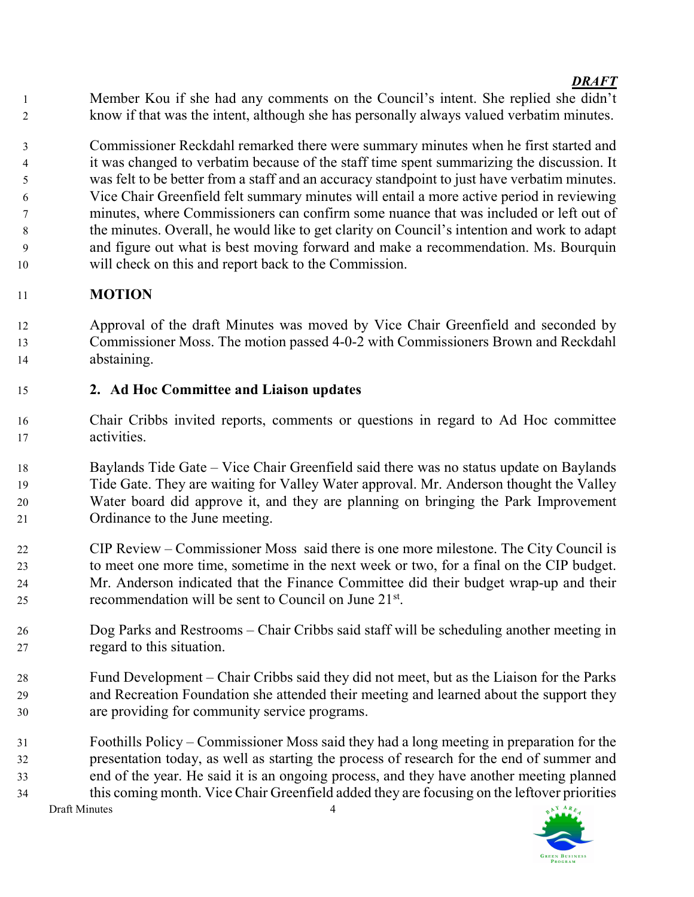*DRAFT*

Member Kou if she had any comments on the Council's intent. She replied she didn't know if that was the intent, although she has personally always valued verbatim minutes.

Commissioner Reckdahl remarked there were summary minutes when he first started and it was changed to verbatim because of the staff time spent summarizing the discussion. It was felt to be better from a staff and an accuracy standpoint to just have verbatim minutes. Vice Chair Greenfield felt summary minutes will entail a more active period in reviewing minutes, where Commissioners can confirm some nuance that was included or left out of the minutes. Overall, he would like to get clarity on Council's intention and work to adapt and figure out what is best moving forward and make a recommendation. Ms. Bourquin will check on this and report back to the Commission.

**MOTION**

Approval of the draft Minutes was moved by Vice Chair Greenfield and seconded by Commissioner Moss. The motion passed 4-0-2 with Commissioners Brown and Reckdahl abstaining.

**2. Ad Hoc Committee and Liaison updates**

Chair Cribbs invited reports, comments or questions in regard to Ad Hoc committee activities.

Baylands Tide Gate – Vice Chair Greenfield said there was no status update on Baylands Tide Gate. They are waiting for Valley Water approval. Mr. Anderson thought the Valley Water board did approve it, and they are planning on bringing the Park Improvement Ordinance to the June meeting.

CIP Review – Commissioner Moss said there is one more milestone. The City Council is to meet one more time, sometime in the next week or two, for a final on the CIP budget. Mr. Anderson indicated that the Finance Committee did their budget wrap-up and their recommendation will be sent to Council on June 21st.

Dog Parks and Restrooms – Chair Cribbs said staff will be scheduling another meeting in regard to this situation.

Fund Development – Chair Cribbs said they did not meet, but as the Liaison for the Parks and Recreation Foundation she attended their meeting and learned about the support they are providing for community service programs.

Foothills Policy – Commissioner Moss said they had a long meeting in preparation for the presentation today, as well as starting the process of research for the end of summer and end of the year. He said it is an ongoing process, and they have another meeting planned this coming month. Vice Chair Greenfield added they are focusing on the leftover priorities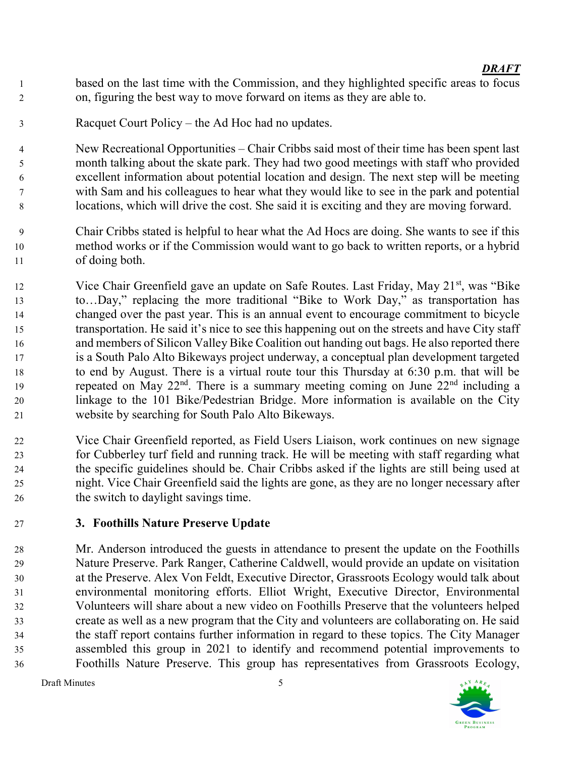based on the last time with the Commission, and they highlighted specific areas to focus on, figuring the best way to move forward on items as they are able to.

Racquet Court Policy – the Ad Hoc had no updates.

New Recreational Opportunities – Chair Cribbs said most of their time has been spent last month talking about the skate park. They had two good meetings with staff who provided excellent information about potential location and design. The next step will be meeting with Sam and his colleagues to hear what they would like to see in the park and potential locations, which will drive the cost. She said it is exciting and they are moving forward.

Chair Cribbs stated is helpful to hear what the Ad Hocs are doing. She wants to see if this method works or if the Commission would want to go back to written reports, or a hybrid of doing both.

Vice Chair Greenfield gave an update on Safe Routes. Last Friday, May 21st, was "Bike to…Day," replacing the more traditional "Bike to Work Day," as transportation has changed over the past year. This is an annual event to encourage commitment to bicycle transportation. He said it's nice to see this happening out on the streets and have City staff and members of Silicon Valley Bike Coalition out handing out bags. He also reported there is a South Palo Alto Bikeways project underway, a conceptual plan development targeted to end by August. There is a virtual route tour this Thursday at 6:30 p.m. that will be repeated on May 22nd. There is a summary meeting coming on June 22nd including a linkage to the 101 Bike/Pedestrian Bridge. More information is available on the City website by searching for South Palo Alto Bikeways.

Vice Chair Greenfield reported, as Field Users Liaison, work continues on new signage for Cubberley turf field and running track. He will be meeting with staff regarding what the specific guidelines should be. Chair Cribbs asked if the lights are still being used at night. Vice Chair Greenfield said the lights are gone, as they are no longer necessary after the switch to daylight savings time.

### 3. Foothills Nature Preserve Update

Mr. Anderson introduced the guests in attendance to present the update on the Foothills Nature Preserve. Park Ranger, Catherine Caldwell, would provide an update on visitation at the Preserve. Alex Von Feldt, Executive Director, Grassroots Ecology would talk about environmental monitoring efforts. Elliot Wright, Executive Director, Environmental Volunteers will share about a new video on Foothills Preserve that the volunteers helped create as well as a new program that the City and volunteers are collaborating on. He said the staff report contains further information in regard to these topics. The City Manager assembled this group in 2021 to identify and recommend potential improvements to Foothills Nature Preserve. This group has representatives from Grassroots Ecology,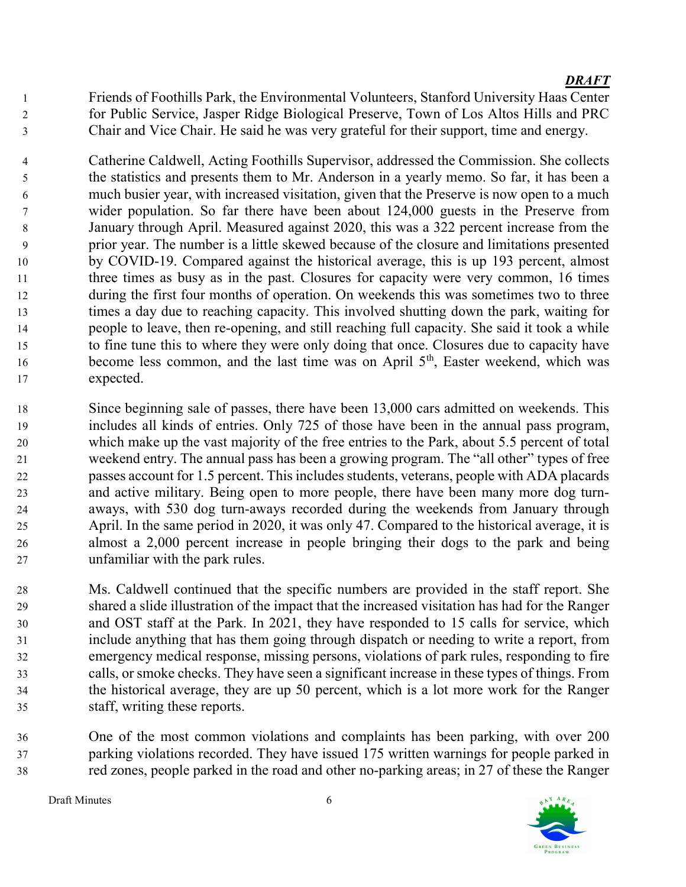Friends of Foothills Park, the Environmental Volunteers, Stanford University Haas Center for Public Service, Jasper Ridge Biological Preserve, Town of Los Altos Hills and PRC Chair and Vice Chair. He said he was very grateful for their support, time and energy.

Catherine Caldwell, Acting Foothills Supervisor, addressed the Commission. She collects the statistics and presents them to Mr. Anderson in a yearly memo. So far, it has been a much busier year, with increased visitation, given that the Preserve is now open to a much wider population. So far there have been about 124,000 guests in the Preserve from January through April. Measured against 2020, this was a 322 percent increase from the prior year. The number is a little skewed because of the closure and limitations presented by COVID-19. Compared against the historical average, this is up 193 percent, almost three times as busy as in the past. Closures for capacity were very common, 16 times during the first four months of operation. On weekends this was sometimes two to three times a day due to reaching capacity. This involved shutting down the park, waiting for people to leave, then re-opening, and still reaching full capacity. She said it took a while to fine tune this to where they were only doing that once. Closures due to capacity have become less common, and the last time was on April 5th, Easter weekend, which was expected.

Since beginning sale of passes, there have been 13,000 cars admitted on weekends. This includes all kinds of entries. Only 725 of those have been in the annual pass program, which make up the vast majority of the free entries to the Park, about 5.5 percent of total weekend entry. The annual pass has been a growing program. The "all other" types of free passes account for 1.5 percent. This includes students, veterans, people with ADA placards and active military. Being open to more people, there have been many more dog turn-aways, with 530 dog turn-aways recorded during the weekends from January through April. In the same period in 2020, it was only 47. Compared to the historical average, it is almost a 2,000 percent increase in people bringing their dogs to the park and being unfamiliar with the park rules.

Ms. Caldwell continued that the specific numbers are provided in the staff report. She shared a slide illustration of the impact that the increased visitation has had for the Ranger and OST staff at the Park. In 2021, they have responded to 15 calls for service, which include anything that has them going through dispatch or needing to write a report, from emergency medical response, missing persons, violations of park rules, responding to fire calls, or smoke checks. They have seen a significant increase in these types of things. From the historical average, they are up 50 percent, which is a lot more work for the Ranger staff, writing these reports.

One of the most common violations and complaints has been parking, with over 200 parking violations recorded. They have issued 175 written warnings for people parked in red zones, people parked in the road and other no-parking areas; in 27 of these the Ranger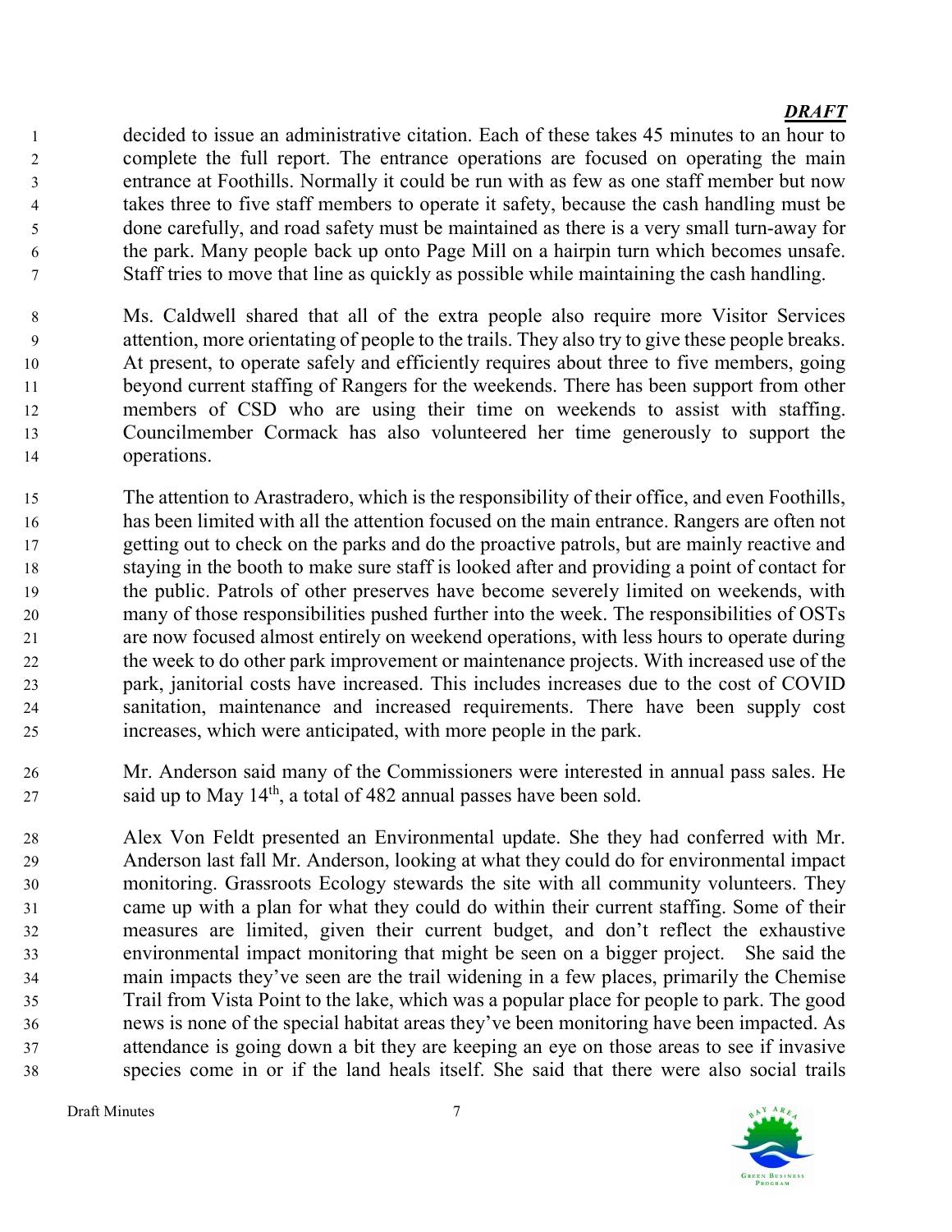decided to issue an administrative citation. Each of these takes 45 minutes to an hour to complete the full report. The entrance operations are focused on operating the main entrance at Foothills. Normally it could be run with as few as one staff member but now takes three to five staff members to operate it safety, because the cash handling must be done carefully, and road safety must be maintained as there is a very small turn-away for the park. Many people back up onto Page Mill on a hairpin turn which becomes unsafe. Staff tries to move that line as quickly as possible while maintaining the cash handling.

Ms. Caldwell shared that all of the extra people also require more Visitor Services attention, more orientating of people to the trails. They also try to give these people breaks. At present, to operate safely and efficiently requires about three to five members, going beyond current staffing of Rangers for the weekends. There has been support from other members of CSD who are using their time on weekends to assist with staffing. Councilmember Cormack has also volunteered her time generously to support the operations.

The attention to Arastradero, which is the responsibility of their office, and even Foothills, has been limited with all the attention focused on the main entrance. Rangers are often not getting out to check on the parks and do the proactive patrols, but are mainly reactive and staying in the booth to make sure staff is looked after and providing a point of contact for the public. Patrols of other preserves have become severely limited on weekends, with many of those responsibilities pushed further into the week. The responsibilities of OSTs are now focused almost entirely on weekend operations, with less hours to operate during the week to do other park improvement or maintenance projects. With increased use of the park, janitorial costs have increased. This includes increases due to the cost of COVID sanitation, maintenance and increased requirements. There have been supply cost increases, which were anticipated, with more people in the park.

Mr. Anderson said many of the Commissioners were interested in annual pass sales. He said up to May 14th, a total of 482 annual passes have been sold.

Alex Von Feldt presented an Environmental update. She they had conferred with Mr. Anderson last fall Mr. Anderson, looking at what they could do for environmental impact monitoring. Grassroots Ecology stewards the site with all community volunteers. They came up with a plan for what they could do within their current staffing. Some of their measures are limited, given their current budget, and don't reflect the exhaustive environmental impact monitoring that might be seen on a bigger project. She said the main impacts they've seen are the trail widening in a few places, primarily the Chemise Trail from Vista Point to the lake, which was a popular place for people to park. The good news is none of the special habitat areas they've been monitoring have been impacted. As attendance is going down a bit they are keeping an eye on those areas to see if invasive species come in or if the land heals itself. She said that there were also social trails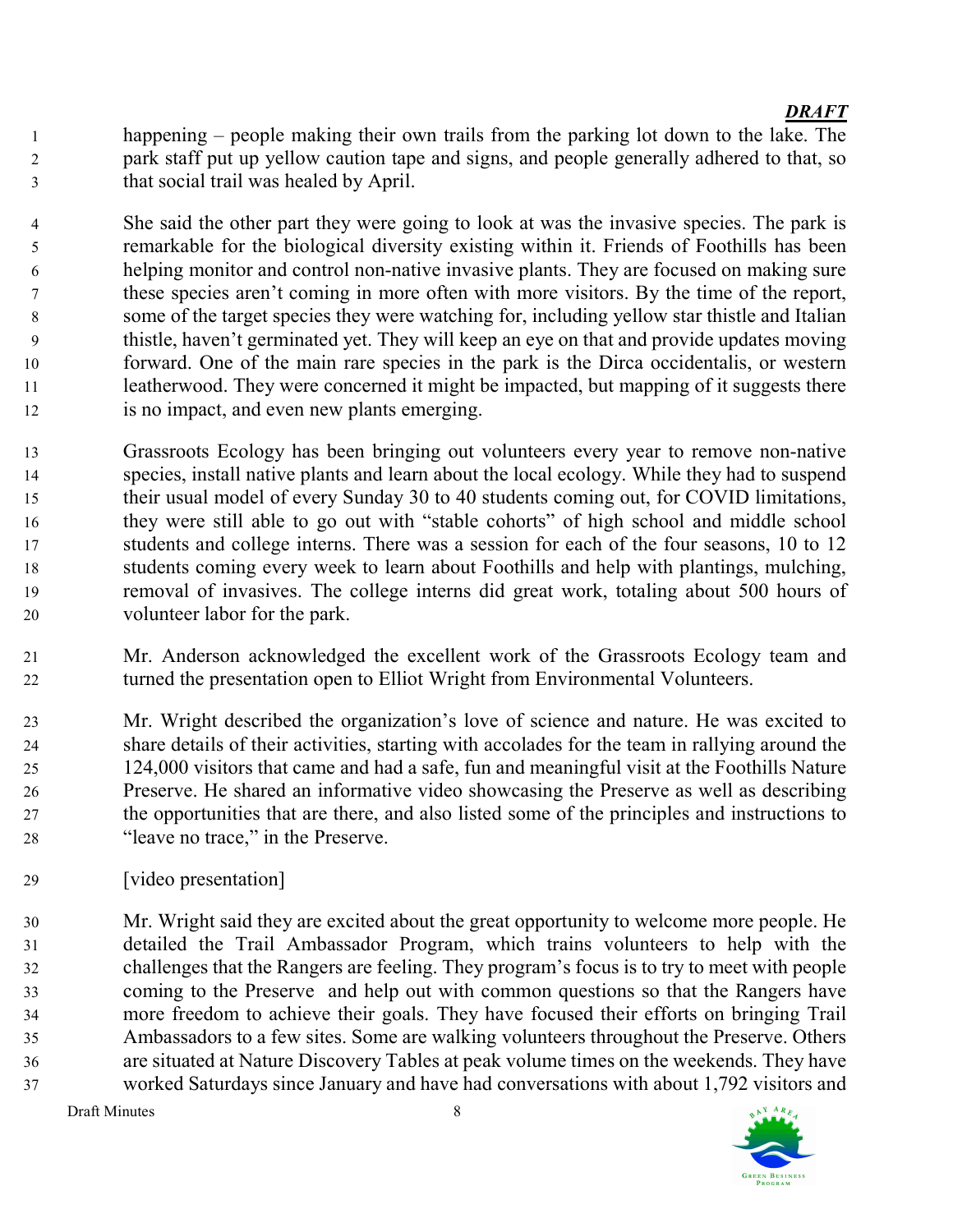happening – people making their own trails from the parking lot down to the lake. The park staff put up yellow caution tape and signs, and people generally adhered to that, so that social trail was healed by April.

She said the other part they were going to look at was the invasive species. The park is remarkable for the biological diversity existing within it. Friends of Foothills has been helping monitor and control non-native invasive plants. They are focused on making sure these species aren't coming in more often with more visitors. By the time of the report, some of the target species they were watching for, including yellow star thistle and Italian thistle, haven't germinated yet. They will keep an eye on that and provide updates moving forward. One of the main rare species in the park is the Dirca occidentalis, or western leatherwood. They were concerned it might be impacted, but mapping of it suggests there is no impact, and even new plants emerging.

Grassroots Ecology has been bringing out volunteers every year to remove non-native species, install native plants and learn about the local ecology. While they had to suspend their usual model of every Sunday 30 to 40 students coming out, for COVID limitations, they were still able to go out with "stable cohorts" of high school and middle school students and college interns. There was a session for each of the four seasons, 10 to 12 students coming every week to learn about Foothills and help with plantings, mulching, removal of invasives. The college interns did great work, totaling about 500 hours of volunteer labor for the park.

Mr. Anderson acknowledged the excellent work of the Grassroots Ecology team and turned the presentation open to Elliot Wright from Environmental Volunteers.

Mr. Wright described the organization's love of science and nature. He was excited to share details of their activities, starting with accolades for the team in rallying around the 124,000 visitors that came and had a safe, fun and meaningful visit at the Foothills Nature Preserve. He shared an informative video showcasing the Preserve as well as describing the opportunities that are there, and also listed some of the principles and instructions to "leave no trace," in the Preserve.

[video presentation]

Mr. Wright said they are excited about the great opportunity to welcome more people. He detailed the Trail Ambassador Program, which trains volunteers to help with the challenges that the Rangers are feeling. They program's focus is to try to meet with people coming to the Preserve and help out with common questions so that the Rangers have more freedom to achieve their goals. They have focused their efforts on bringing Trail Ambassadors to a few sites. Some are walking volunteers throughout the Preserve. Others are situated at Nature Discovery Tables at peak volume times on the weekends. They have worked Saturdays since January and have had conversations with about 1,792 visitors and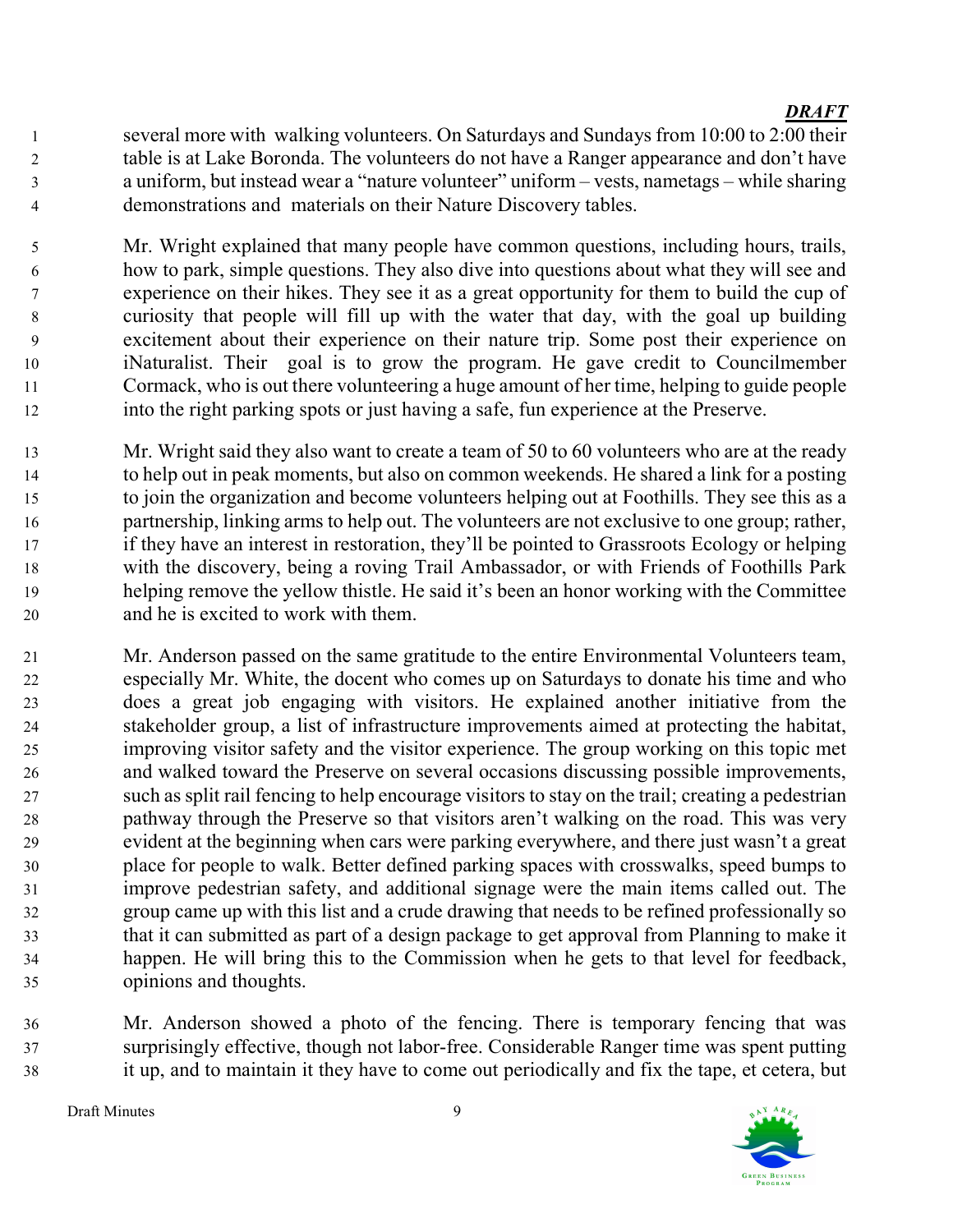several more with walking volunteers. On Saturdays and Sundays from 10:00 to 2:00 their table is at Lake Boronda. The volunteers do not have a Ranger appearance and don't have a uniform, but instead wear a "nature volunteer" uniform – vests, nametags – while sharing demonstrations and materials on their Nature Discovery tables.

Mr. Wright explained that many people have common questions, including hours, trails, how to park, simple questions. They also dive into questions about what they will see and experience on their hikes. They see it as a great opportunity for them to build the cup of curiosity that people will fill up with the water that day, with the goal up building excitement about their experience on their nature trip. Some post their experience on iNaturalist. Their goal is to grow the program. He gave credit to Councilmember Cormack, who is out there volunteering a huge amount of her time, helping to guide people into the right parking spots or just having a safe, fun experience at the Preserve.

Mr. Wright said they also want to create a team of 50 to 60 volunteers who are at the ready to help out in peak moments, but also on common weekends. He shared a link for a posting to join the organization and become volunteers helping out at Foothills. They see this as a partnership, linking arms to help out. The volunteers are not exclusive to one group; rather, if they have an interest in restoration, they'll be pointed to Grassroots Ecology or helping with the discovery, being a roving Trail Ambassador, or with Friends of Foothills Park helping remove the yellow thistle. He said it's been an honor working with the Committee and he is excited to work with them.

Mr. Anderson passed on the same gratitude to the entire Environmental Volunteers team, especially Mr. White, the docent who comes up on Saturdays to donate his time and who does a great job engaging with visitors. He explained another initiative from the stakeholder group, a list of infrastructure improvements aimed at protecting the habitat, improving visitor safety and the visitor experience. The group working on this topic met and walked toward the Preserve on several occasions discussing possible improvements, such as split rail fencing to help encourage visitors to stay on the trail; creating a pedestrian pathway through the Preserve so that visitors aren't walking on the road. This was very evident at the beginning when cars were parking everywhere, and there just wasn't a great place for people to walk. Better defined parking spaces with crosswalks, speed bumps to improve pedestrian safety, and additional signage were the main items called out. The group came up with this list and a crude drawing that needs to be refined professionally so that it can submitted as part of a design package to get approval from Planning to make it happen. He will bring this to the Commission when he gets to that level for feedback, opinions and thoughts.

Mr. Anderson showed a photo of the fencing. There is temporary fencing that was surprisingly effective, though not labor-free. Considerable Ranger time was spent putting it up, and to maintain it they have to come out periodically and fix the tape, et cetera, but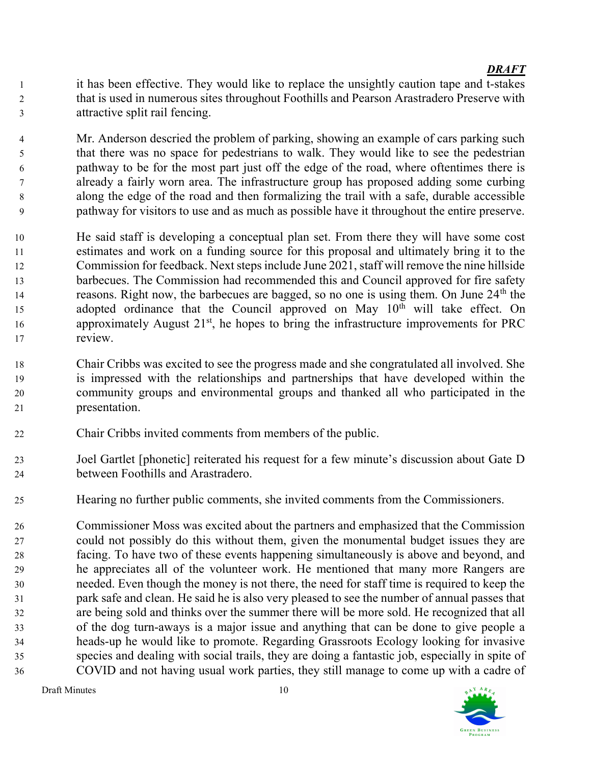*DRAFT*

it has been effective. They would like to replace the unsightly caution tape and t-stakes that is used in numerous sites throughout Foothills and Pearson Arastradero Preserve with attractive split rail fencing.

Mr. Anderson descried the problem of parking, showing an example of cars parking such that there was no space for pedestrians to walk. They would like to see the pedestrian pathway to be for the most part just off the edge of the road, where oftentimes there is already a fairly worn area. The infrastructure group has proposed adding some curbing along the edge of the road and then formalizing the trail with a safe, durable accessible pathway for visitors to use and as much as possible have it throughout the entire preserve.

He said staff is developing a conceptual plan set. From there they will have some cost estimates and work on a funding source for this proposal and ultimately bring it to the Commission for feedback. Next steps include June 2021, staff will remove the nine hillside barbecues. The Commission had recommended this and Council approved for fire safety reasons. Right now, the barbecues are bagged, so no one is using them. On June 24th the adopted ordinance that the Council approved on May 10th will take effect. On approximately August 21st, he hopes to bring the infrastructure improvements for PRC review.

Chair Cribbs was excited to see the progress made and she congratulated all involved. She is impressed with the relationships and partnerships that have developed within the community groups and environmental groups and thanked all who participated in the presentation.

Chair Cribbs invited comments from members of the public.

Joel Gartlet [phonetic] reiterated his request for a few minute's discussion about Gate D between Foothills and Arastradero.

Hearing no further public comments, she invited comments from the Commissioners.

Commissioner Moss was excited about the partners and emphasized that the Commission could not possibly do this without them, given the monumental budget issues they are facing. To have two of these events happening simultaneously is above and beyond, and he appreciates all of the volunteer work. He mentioned that many more Rangers are needed. Even though the money is not there, the need for staff time is required to keep the park safe and clean. He said he is also very pleased to see the number of annual passes that are being sold and thinks over the summer there will be more sold. He recognized that all of the dog turn-aways is a major issue and anything that can be done to give people a heads-up he would like to promote. Regarding Grassroots Ecology looking for invasive species and dealing with social trails, they are doing a fantastic job, especially in spite of COVID and not having usual work parties, they still manage to come up with a cadre of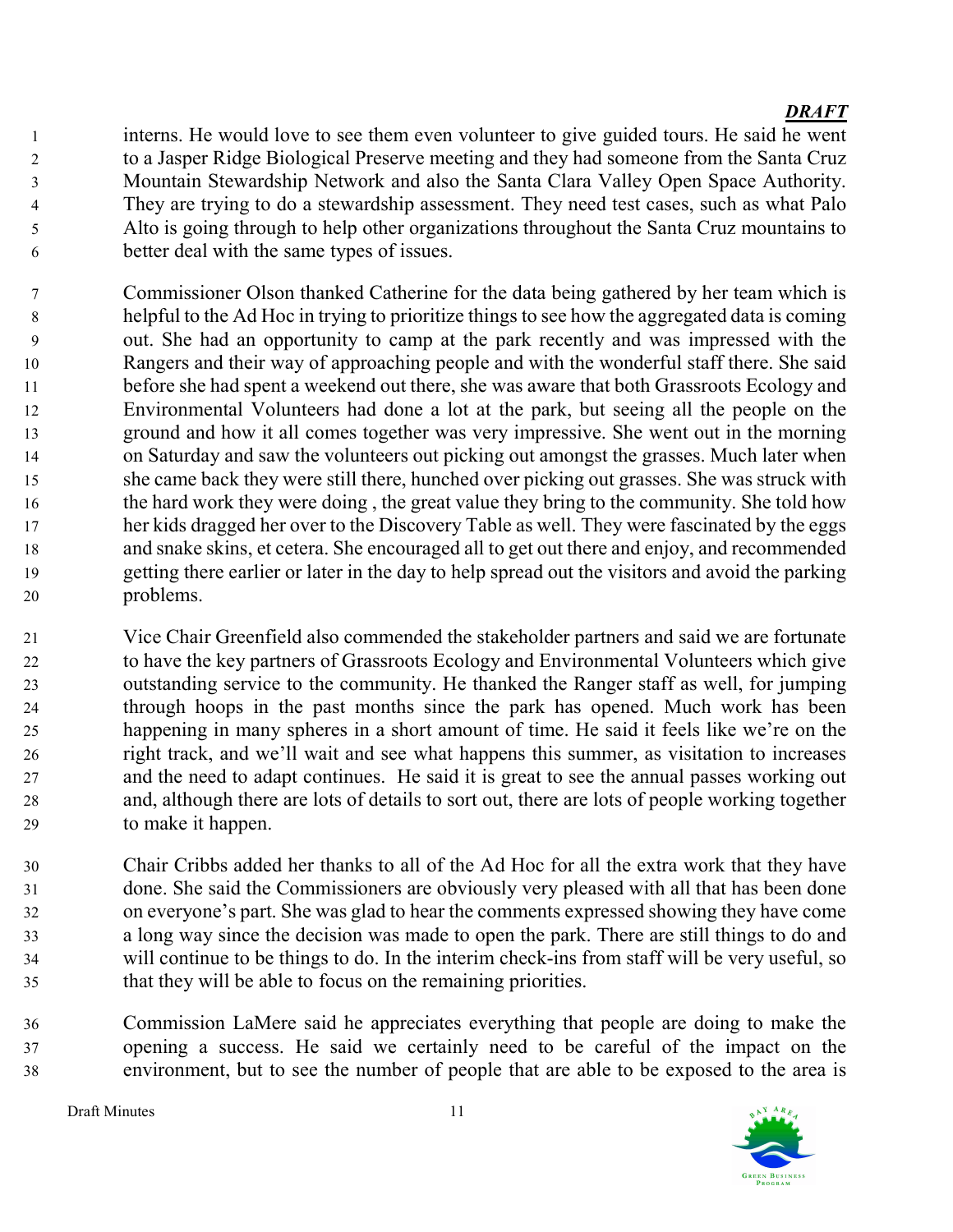interns. He would love to see them even volunteer to give guided tours. He said he went to a Jasper Ridge Biological Preserve meeting and they had someone from the Santa Cruz Mountain Stewardship Network and also the Santa Clara Valley Open Space Authority. They are trying to do a stewardship assessment. They need test cases, such as what Palo Alto is going through to help other organizations throughout the Santa Cruz mountains to better deal with the same types of issues.

Commissioner Olson thanked Catherine for the data being gathered by her team which is helpful to the Ad Hoc in trying to prioritize things to see how the aggregated data is coming out. She had an opportunity to camp at the park recently and was impressed with the Rangers and their way of approaching people and with the wonderful staff there. She said before she had spent a weekend out there, she was aware that both Grassroots Ecology and Environmental Volunteers had done a lot at the park, but seeing all the people on the ground and how it all comes together was very impressive. She went out in the morning on Saturday and saw the volunteers out picking out amongst the grasses. Much later when she came back they were still there, hunched over picking out grasses. She was struck with the hard work they were doing , the great value they bring to the community. She told how her kids dragged her over to the Discovery Table as well. They were fascinated by the eggs and snake skins, et cetera. She encouraged all to get out there and enjoy, and recommended getting there earlier or later in the day to help spread out the visitors and avoid the parking problems.

Vice Chair Greenfield also commended the stakeholder partners and said we are fortunate to have the key partners of Grassroots Ecology and Environmental Volunteers which give outstanding service to the community. He thanked the Ranger staff as well, for jumping through hoops in the past months since the park has opened. Much work has been happening in many spheres in a short amount of time. He said it feels like we're on the right track, and we'll wait and see what happens this summer, as visitation to increases and the need to adapt continues. He said it is great to see the annual passes working out and, although there are lots of details to sort out, there are lots of people working together to make it happen.

Chair Cribbs added her thanks to all of the Ad Hoc for all the extra work that they have done. She said the Commissioners are obviously very pleased with all that has been done on everyone's part. She was glad to hear the comments expressed showing they have come a long way since the decision was made to open the park. There are still things to do and will continue to be things to do. In the interim check-ins from staff will be very useful, so that they will be able to focus on the remaining priorities.

Commission LaMere said he appreciates everything that people are doing to make the opening a success. He said we certainly need to be careful of the impact on the environment, but to see the number of people that are able to be exposed to the area is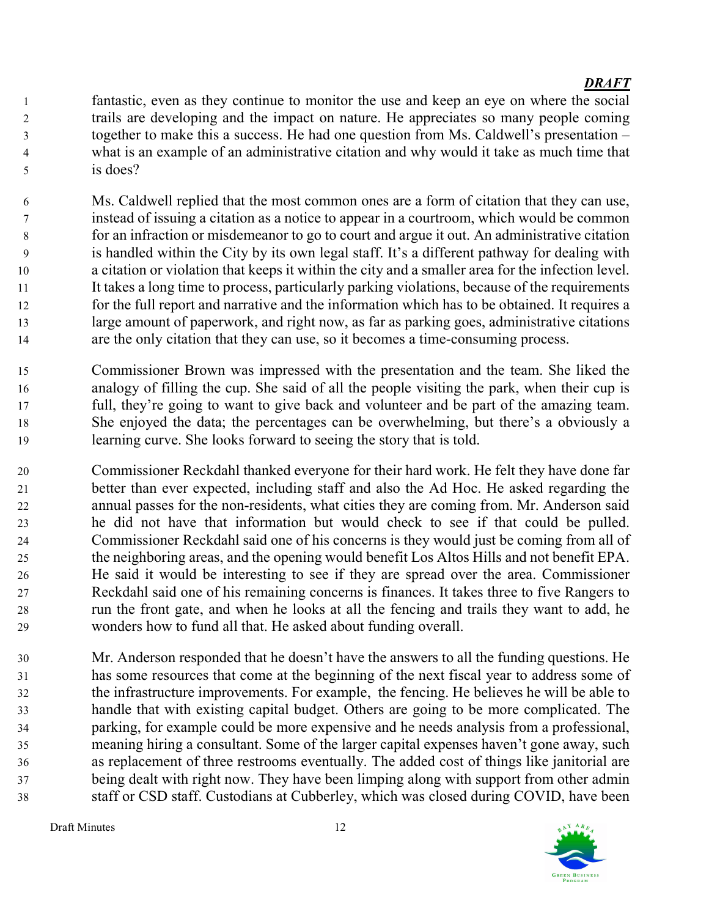fantastic, even as they continue to monitor the use and keep an eye on where the social trails are developing and the impact on nature. He appreciates so many people coming together to make this a success. He had one question from Ms. Caldwell's presentation – what is an example of an administrative citation and why would it take as much time that is does?

Ms. Caldwell replied that the most common ones are a form of citation that they can use, instead of issuing a citation as a notice to appear in a courtroom, which would be common for an infraction or misdemeanor to go to court and argue it out. An administrative citation is handled within the City by its own legal staff. It's a different pathway for dealing with a citation or violation that keeps it within the city and a smaller area for the infection level. It takes a long time to process, particularly parking violations, because of the requirements for the full report and narrative and the information which has to be obtained. It requires a large amount of paperwork, and right now, as far as parking goes, administrative citations are the only citation that they can use, so it becomes a time-consuming process.

Commissioner Brown was impressed with the presentation and the team. She liked the analogy of filling the cup. She said of all the people visiting the park, when their cup is full, they're going to want to give back and volunteer and be part of the amazing team. She enjoyed the data; the percentages can be overwhelming, but there's a obviously a learning curve. She looks forward to seeing the story that is told.

Commissioner Reckdahl thanked everyone for their hard work. He felt they have done far better than ever expected, including staff and also the Ad Hoc. He asked regarding the annual passes for the non-residents, what cities they are coming from. Mr. Anderson said he did not have that information but would check to see if that could be pulled. Commissioner Reckdahl said one of his concerns is they would just be coming from all of the neighboring areas, and the opening would benefit Los Altos Hills and not benefit EPA. He said it would be interesting to see if they are spread over the area. Commissioner Reckdahl said one of his remaining concerns is finances. It takes three to five Rangers to run the front gate, and when he looks at all the fencing and trails they want to add, he wonders how to fund all that. He asked about funding overall.

Mr. Anderson responded that he doesn't have the answers to all the funding questions. He has some resources that come at the beginning of the next fiscal year to address some of the infrastructure improvements. For example, the fencing. He believes he will be able to handle that with existing capital budget. Others are going to be more complicated. The parking, for example could be more expensive and he needs analysis from a professional, meaning hiring a consultant. Some of the larger capital expenses haven't gone away, such as replacement of three restrooms eventually. The added cost of things like janitorial are being dealt with right now. They have been limping along with support from other admin staff or CSD staff. Custodians at Cubberley, which was closed during COVID, have been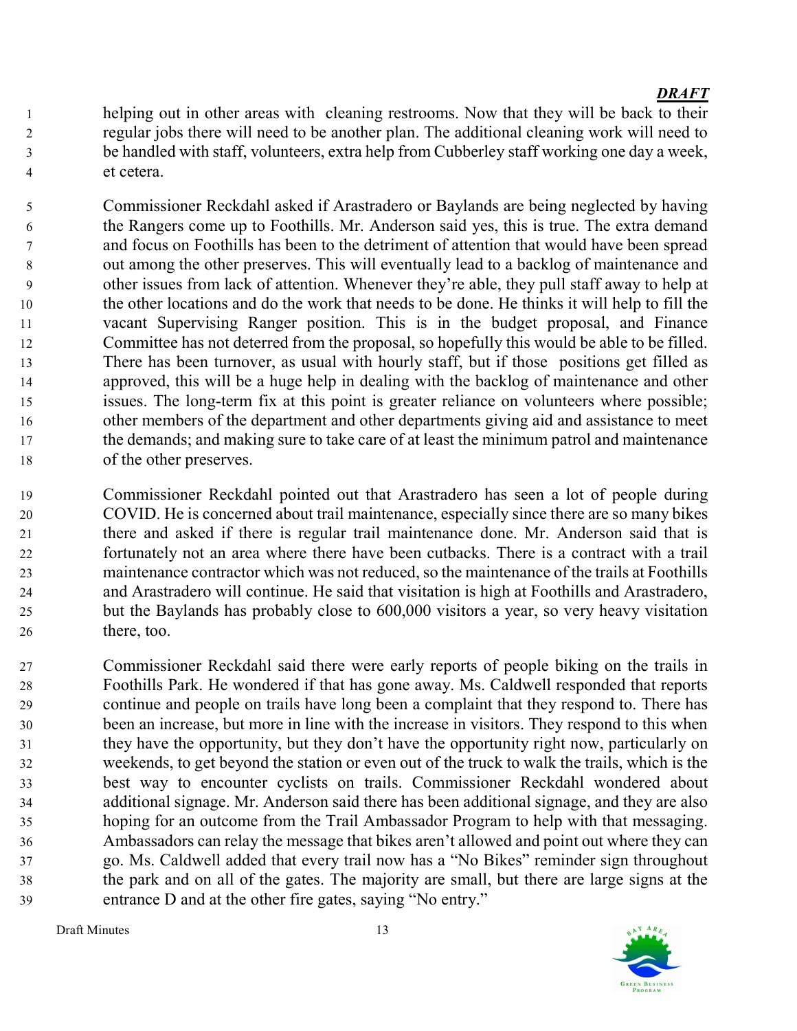helping out in other areas with cleaning restrooms. Now that they will be back to their regular jobs there will need to be another plan. The additional cleaning work will need to be handled with staff, volunteers, extra help from Cubberley staff working one day a week, et cetera.

Commissioner Reckdahl asked if Arastradero or Baylands are being neglected by having the Rangers come up to Foothills. Mr. Anderson said yes, this is true. The extra demand and focus on Foothills has been to the detriment of attention that would have been spread out among the other preserves. This will eventually lead to a backlog of maintenance and other issues from lack of attention. Whenever they're able, they pull staff away to help at the other locations and do the work that needs to be done. He thinks it will help to fill the vacant Supervising Ranger position. This is in the budget proposal, and Finance Committee has not deterred from the proposal, so hopefully this would be able to be filled. There has been turnover, as usual with hourly staff, but if those positions get filled as approved, this will be a huge help in dealing with the backlog of maintenance and other issues. The long-term fix at this point is greater reliance on volunteers where possible; other members of the department and other departments giving aid and assistance to meet the demands; and making sure to take care of at least the minimum patrol and maintenance of the other preserves.

Commissioner Reckdahl pointed out that Arastradero has seen a lot of people during COVID. He is concerned about trail maintenance, especially since there are so many bikes there and asked if there is regular trail maintenance done. Mr. Anderson said that is fortunately not an area where there have been cutbacks. There is a contract with a trail maintenance contractor which was not reduced, so the maintenance of the trails at Foothills and Arastradero will continue. He said that visitation is high at Foothills and Arastradero, but the Baylands has probably close to 600,000 visitors a year, so very heavy visitation there, too.

Commissioner Reckdahl said there were early reports of people biking on the trails in Foothills Park. He wondered if that has gone away. Ms. Caldwell responded that reports continue and people on trails have long been a complaint that they respond to. There has been an increase, but more in line with the increase in visitors. They respond to this when they have the opportunity, but they don't have the opportunity right now, particularly on weekends, to get beyond the station or even out of the truck to walk the trails, which is the best way to encounter cyclists on trails. Commissioner Reckdahl wondered about additional signage. Mr. Anderson said there has been additional signage, and they are also hoping for an outcome from the Trail Ambassador Program to help with that messaging. Ambassadors can relay the message that bikes aren't allowed and point out where they can go. Ms. Caldwell added that every trail now has a "No Bikes" reminder sign throughout the park and on all of the gates. The majority are small, but there are large signs at the entrance D and at the other fire gates, saying "No entry."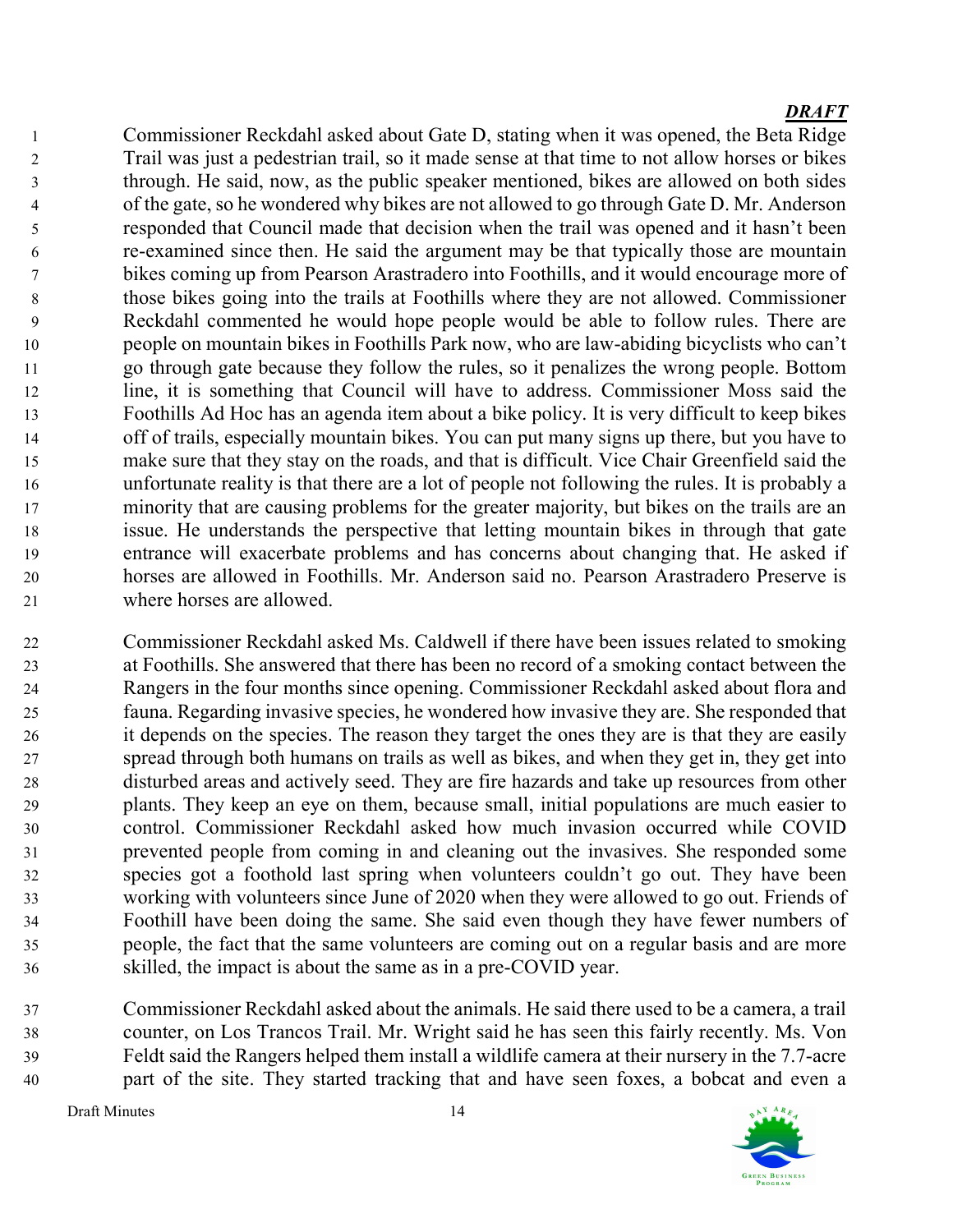Commissioner Reckdahl asked about Gate D, stating when it was opened, the Beta Ridge Trail was just a pedestrian trail, so it made sense at that time to not allow horses or bikes through. He said, now, as the public speaker mentioned, bikes are allowed on both sides of the gate, so he wondered why bikes are not allowed to go through Gate D. Mr. Anderson responded that Council made that decision when the trail was opened and it hasn't been re-examined since then. He said the argument may be that typically those are mountain bikes coming up from Pearson Arastradero into Foothills, and it would encourage more of those bikes going into the trails at Foothills where they are not allowed. Commissioner Reckdahl commented he would hope people would be able to follow rules. There are people on mountain bikes in Foothills Park now, who are law-abiding bicyclists who can't go through gate because they follow the rules, so it penalizes the wrong people. Bottom line, it is something that Council will have to address. Commissioner Moss said the Foothills Ad Hoc has an agenda item about a bike policy. It is very difficult to keep bikes off of trails, especially mountain bikes. You can put many signs up there, but you have to make sure that they stay on the roads, and that is difficult. Vice Chair Greenfield said the unfortunate reality is that there are a lot of people not following the rules. It is probably a minority that are causing problems for the greater majority, but bikes on the trails are an issue. He understands the perspective that letting mountain bikes in through that gate entrance will exacerbate problems and has concerns about changing that. He asked if horses are allowed in Foothills. Mr. Anderson said no. Pearson Arastradero Preserve is where horses are allowed.

Commissioner Reckdahl asked Ms. Caldwell if there have been issues related to smoking at Foothills. She answered that there has been no record of a smoking contact between the Rangers in the four months since opening. Commissioner Reckdahl asked about flora and fauna. Regarding invasive species, he wondered how invasive they are. She responded that it depends on the species. The reason they target the ones they are is that they are easily spread through both humans on trails as well as bikes, and when they get in, they get into disturbed areas and actively seed. They are fire hazards and take up resources from other plants. They keep an eye on them, because small, initial populations are much easier to control. Commissioner Reckdahl asked how much invasion occurred while COVID prevented people from coming in and cleaning out the invasives. She responded some species got a foothold last spring when volunteers couldn't go out. They have been working with volunteers since June of 2020 when they were allowed to go out. Friends of Foothill have been doing the same. She said even though they have fewer numbers of people, the fact that the same volunteers are coming out on a regular basis and are more skilled, the impact is about the same as in a pre-COVID year.

Commissioner Reckdahl asked about the animals. He said there used to be a camera, a trail counter, on Los Trancos Trail. Mr. Wright said he has seen this fairly recently. Ms. Von Feldt said the Rangers helped them install a wildlife camera at their nursery in the 7.7-acre part of the site. They started tracking that and have seen foxes, a bobcat and even a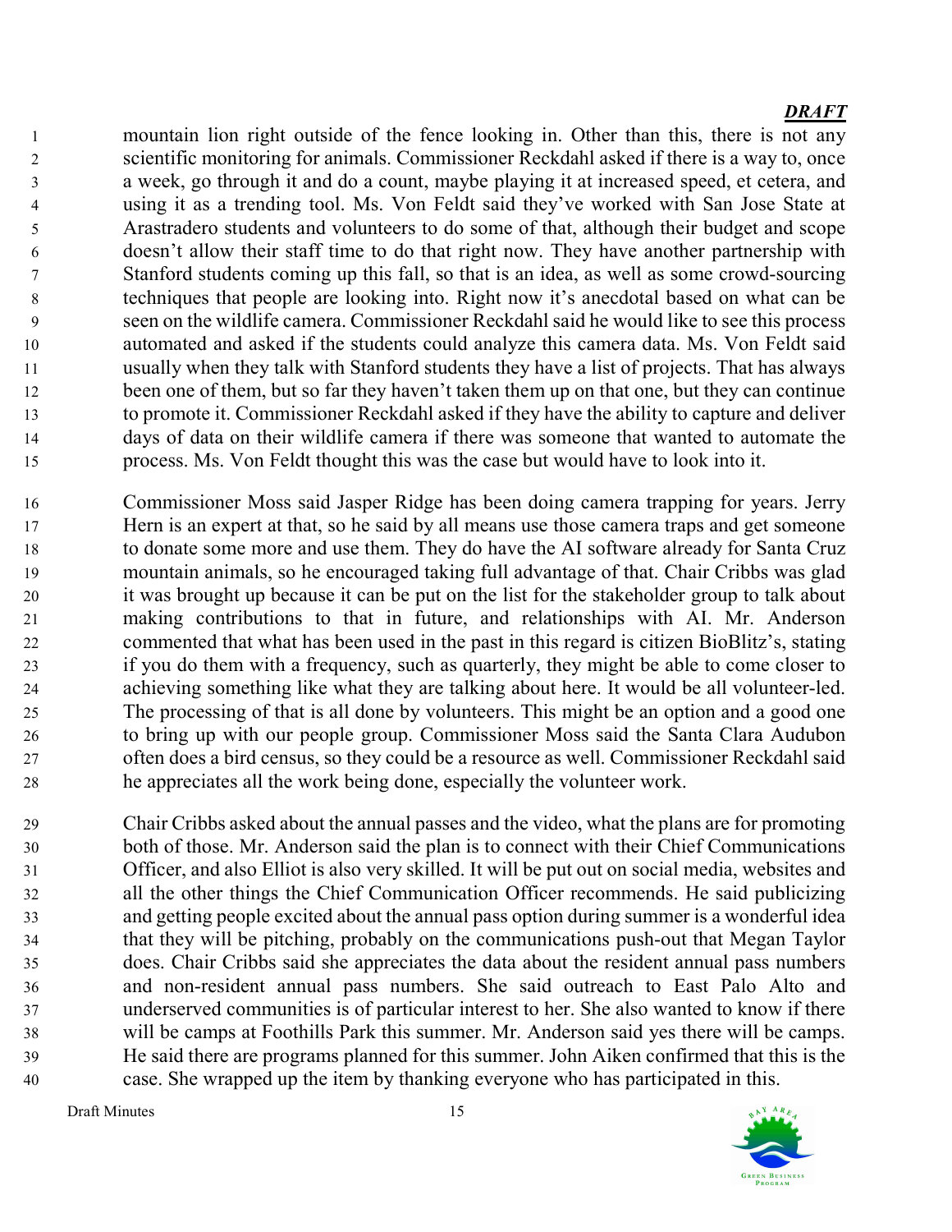mountain lion right outside of the fence looking in. Other than this, there is not any scientific monitoring for animals. Commissioner Reckdahl asked if there is a way to, once a week, go through it and do a count, maybe playing it at increased speed, et cetera, and using it as a trending tool. Ms. Von Feldt said they've worked with San Jose State at Arastradero students and volunteers to do some of that, although their budget and scope doesn't allow their staff time to do that right now. They have another partnership with Stanford students coming up this fall, so that is an idea, as well as some crowd-sourcing techniques that people are looking into. Right now it's anecdotal based on what can be seen on the wildlife camera. Commissioner Reckdahl said he would like to see this process automated and asked if the students could analyze this camera data. Ms. Von Feldt said usually when they talk with Stanford students they have a list of projects. That has always been one of them, but so far they haven't taken them up on that one, but they can continue to promote it. Commissioner Reckdahl asked if they have the ability to capture and deliver days of data on their wildlife camera if there was someone that wanted to automate the process. Ms. Von Feldt thought this was the case but would have to look into it.

Commissioner Moss said Jasper Ridge has been doing camera trapping for years. Jerry Hern is an expert at that, so he said by all means use those camera traps and get someone to donate some more and use them. They do have the AI software already for Santa Cruz mountain animals, so he encouraged taking full advantage of that. Chair Cribbs was glad it was brought up because it can be put on the list for the stakeholder group to talk about making contributions to that in future, and relationships with AI. Mr. Anderson commented that what has been used in the past in this regard is citizen BioBlitz's, stating if you do them with a frequency, such as quarterly, they might be able to come closer to achieving something like what they are talking about here. It would be all volunteer-led. The processing of that is all done by volunteers. This might be an option and a good one to bring up with our people group. Commissioner Moss said the Santa Clara Audubon often does a bird census, so they could be a resource as well. Commissioner Reckdahl said he appreciates all the work being done, especially the volunteer work.

Chair Cribbs asked about the annual passes and the video, what the plans are for promoting both of those. Mr. Anderson said the plan is to connect with their Chief Communications Officer, and also Elliot is also very skilled. It will be put out on social media, websites and all the other things the Chief Communication Officer recommends. He said publicizing and getting people excited about the annual pass option during summer is a wonderful idea that they will be pitching, probably on the communications push-out that Megan Taylor does. Chair Cribbs said she appreciates the data about the resident annual pass numbers and non-resident annual pass numbers. She said outreach to East Palo Alto and underserved communities is of particular interest to her. She also wanted to know if there will be camps at Foothills Park this summer. Mr. Anderson said yes there will be camps. He said there are programs planned for this summer. John Aiken confirmed that this is the case. She wrapped up the item by thanking everyone who has participated in this.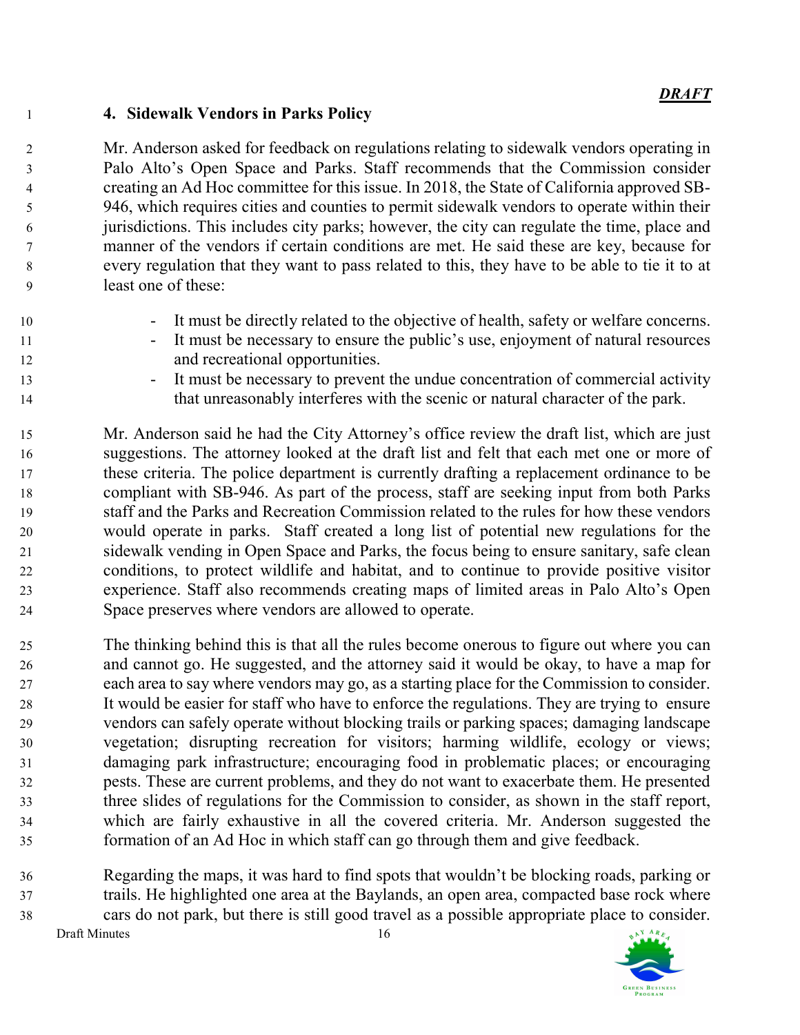*DRAFT*

**4. Sidewalk Vendors in Parks Policy**

Mr. Anderson asked for feedback on regulations relating to sidewalk vendors operating in Palo Alto's Open Space and Parks. Staff recommends that the Commission consider creating an Ad Hoc committee for this issue. In 2018, the State of California approved SB-946, which requires cities and counties to permit sidewalk vendors to operate within their jurisdictions. This includes city parks; however, the city can regulate the time, place and manner of the vendors if certain conditions are met. He said these are key, because for every regulation that they want to pass related to this, they have to be able to tie it to at least one of these:

- It must be directly related to the objective of health, safety or welfare concerns.
- It must be necessary to ensure the public's use, enjoyment of natural resources and recreational opportunities.
- It must be necessary to prevent the undue concentration of commercial activity that unreasonably interferes with the scenic or natural character of the park.

Mr. Anderson said he had the City Attorney's office review the draft list, which are just suggestions. The attorney looked at the draft list and felt that each met one or more of these criteria. The police department is currently drafting a replacement ordinance to be compliant with SB-946. As part of the process, staff are seeking input from both Parks staff and the Parks and Recreation Commission related to the rules for how these vendors would operate in parks. Staff created a long list of potential new regulations for the sidewalk vending in Open Space and Parks, the focus being to ensure sanitary, safe clean conditions, to protect wildlife and habitat, and to continue to provide positive visitor experience. Staff also recommends creating maps of limited areas in Palo Alto's Open Space preserves where vendors are allowed to operate.

The thinking behind this is that all the rules become onerous to figure out where you can and cannot go. He suggested, and the attorney said it would be okay, to have a map for each area to say where vendors may go, as a starting place for the Commission to consider. It would be easier for staff who have to enforce the regulations. They are trying to ensure vendors can safely operate without blocking trails or parking spaces; damaging landscape vegetation; disrupting recreation for visitors; harming wildlife, ecology or views; damaging park infrastructure; encouraging food in problematic places; or encouraging pests. These are current problems, and they do not want to exacerbate them. He presented three slides of regulations for the Commission to consider, as shown in the staff report, which are fairly exhaustive in all the covered criteria. Mr. Anderson suggested the formation of an Ad Hoc in which staff can go through them and give feedback.

Regarding the maps, it was hard to find spots that wouldn't be blocking roads, parking or trails. He highlighted one area at the Baylands, an open area, compacted base rock where cars do not park, but there is still good travel as a possible appropriate place to consider.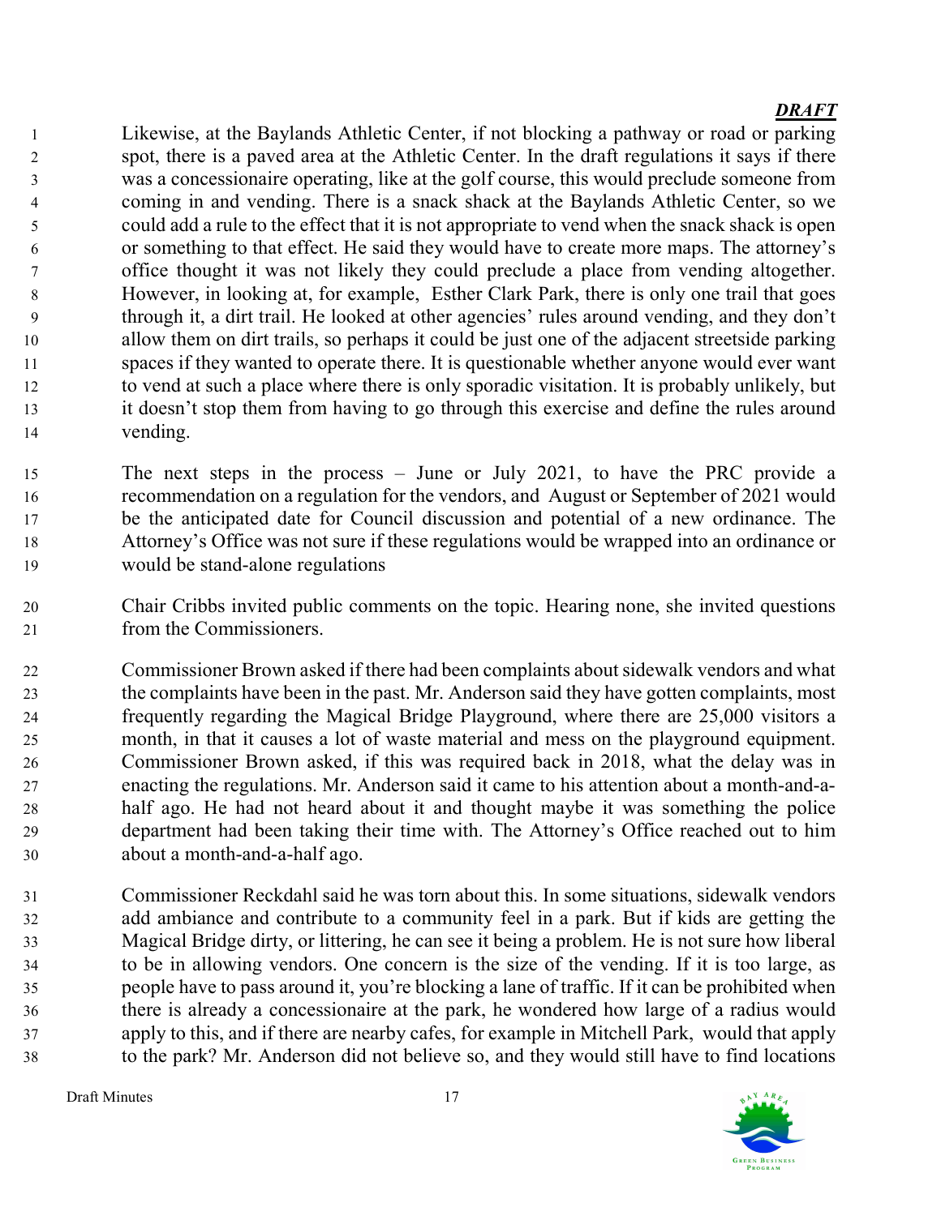Likewise, at the Baylands Athletic Center, if not blocking a pathway or road or parking spot, there is a paved area at the Athletic Center. In the draft regulations it says if there was a concessionaire operating, like at the golf course, this would preclude someone from coming in and vending. There is a snack shack at the Baylands Athletic Center, so we could add a rule to the effect that it is not appropriate to vend when the snack shack is open or something to that effect. He said they would have to create more maps. The attorney's office thought it was not likely they could preclude a place from vending altogether. However, in looking at, for example, Esther Clark Park, there is only one trail that goes through it, a dirt trail. He looked at other agencies' rules around vending, and they don't allow them on dirt trails, so perhaps it could be just one of the adjacent streetside parking spaces if they wanted to operate there. It is questionable whether anyone would ever want to vend at such a place where there is only sporadic visitation. It is probably unlikely, but it doesn't stop them from having to go through this exercise and define the rules around vending.

The next steps in the process – June or July 2021, to have the PRC provide a recommendation on a regulation for the vendors, and August or September of 2021 would be the anticipated date for Council discussion and potential of a new ordinance. The Attorney's Office was not sure if these regulations would be wrapped into an ordinance or would be stand-alone regulations

Chair Cribbs invited public comments on the topic. Hearing none, she invited questions from the Commissioners.

Commissioner Brown asked if there had been complaints about sidewalk vendors and what the complaints have been in the past. Mr. Anderson said they have gotten complaints, most frequently regarding the Magical Bridge Playground, where there are 25,000 visitors a month, in that it causes a lot of waste material and mess on the playground equipment. Commissioner Brown asked, if this was required back in 2018, what the delay was in enacting the regulations. Mr. Anderson said it came to his attention about a month-and-a-half ago. He had not heard about it and thought maybe it was something the police department had been taking their time with. The Attorney's Office reached out to him about a month-and-a-half ago.

Commissioner Reckdahl said he was torn about this. In some situations, sidewalk vendors add ambiance and contribute to a community feel in a park. But if kids are getting the Magical Bridge dirty, or littering, he can see it being a problem. He is not sure how liberal to be in allowing vendors. One concern is the size of the vending. If it is too large, as people have to pass around it, you're blocking a lane of traffic. If it can be prohibited when there is already a concessionaire at the park, he wondered how large of a radius would apply to this, and if there are nearby cafes, for example in Mitchell Park, would that apply to the park? Mr. Anderson did not believe so, and they would still have to find locations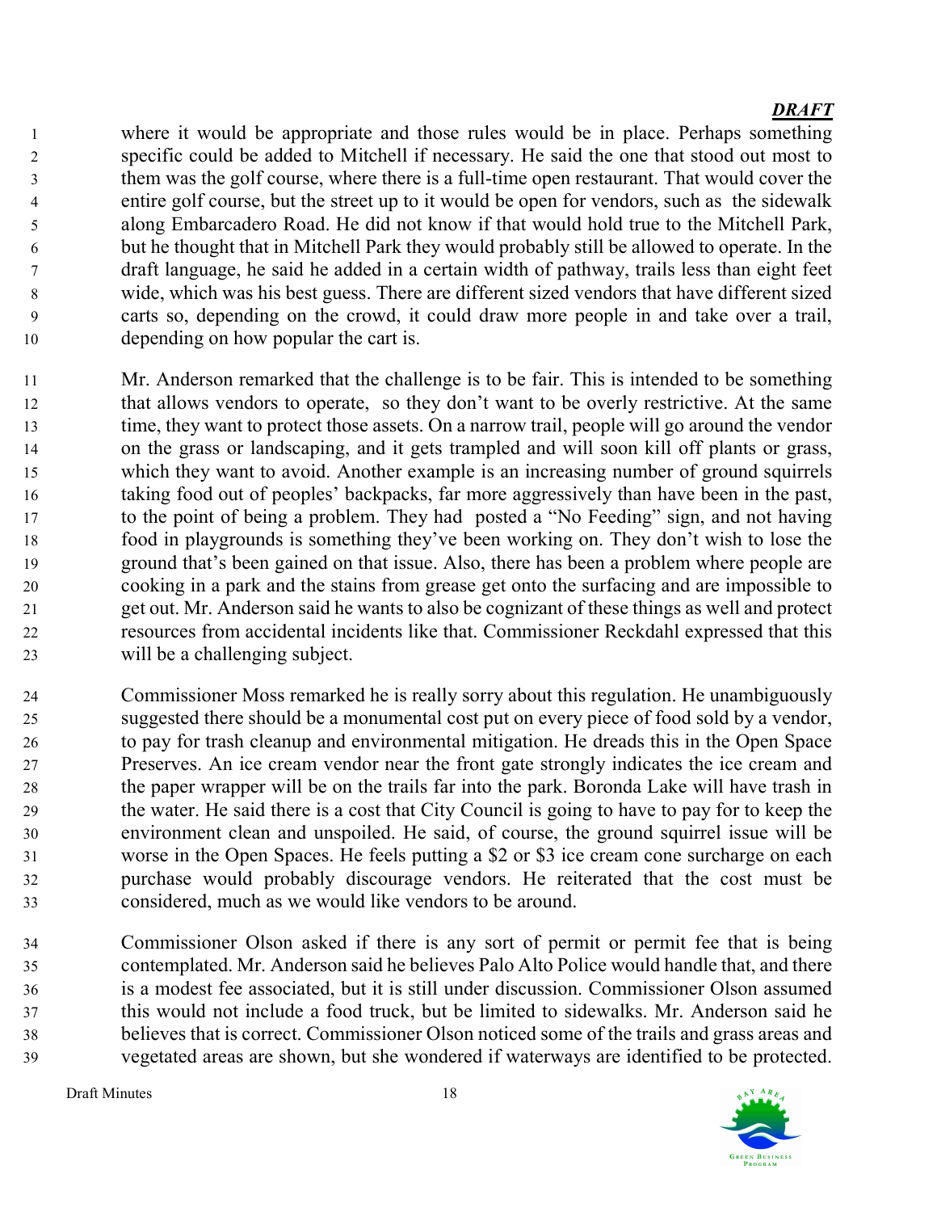where it would be appropriate and those rules would be in place. Perhaps something specific could be added to Mitchell if necessary. He said the one that stood out most to them was the golf course, where there is a full-time open restaurant. That would cover the entire golf course, but the street up to it would be open for vendors, such as the sidewalk along Embarcadero Road. He did not know if that would hold true to the Mitchell Park, but he thought that in Mitchell Park they would probably still be allowed to operate. In the draft language, he said he added in a certain width of pathway, trails less than eight feet wide, which was his best guess. There are different sized vendors that have different sized carts so, depending on the crowd, it could draw more people in and take over a trail, depending on how popular the cart is.

Mr. Anderson remarked that the challenge is to be fair. This is intended to be something that allows vendors to operate, so they don't want to be overly restrictive. At the same time, they want to protect those assets. On a narrow trail, people will go around the vendor on the grass or landscaping, and it gets trampled and will soon kill off plants or grass, which they want to avoid. Another example is an increasing number of ground squirrels taking food out of peoples' backpacks, far more aggressively than have been in the past, to the point of being a problem. They had posted a "No Feeding" sign, and not having food in playgrounds is something they've been working on. They don't wish to lose the ground that's been gained on that issue. Also, there has been a problem where people are cooking in a park and the stains from grease get onto the surfacing and are impossible to get out. Mr. Anderson said he wants to also be cognizant of these things as well and protect resources from accidental incidents like that. Commissioner Reckdahl expressed that this will be a challenging subject.

Commissioner Moss remarked he is really sorry about this regulation. He unambiguously suggested there should be a monumental cost put on every piece of food sold by a vendor, to pay for trash cleanup and environmental mitigation. He dreads this in the Open Space Preserves. An ice cream vendor near the front gate strongly indicates the ice cream and the paper wrapper will be on the trails far into the park. Boronda Lake will have trash in the water. He said there is a cost that City Council is going to have to pay for to keep the environment clean and unspoiled. He said, of course, the ground squirrel issue will be worse in the Open Spaces. He feels putting a $2 or $3 ice cream cone surcharge on each purchase would probably discourage vendors. He reiterated that the cost must be considered, much as we would like vendors to be around.

Commissioner Olson asked if there is any sort of permit or permit fee that is being contemplated. Mr. Anderson said he believes Palo Alto Police would handle that, and there is a modest fee associated, but it is still under discussion. Commissioner Olson assumed this would not include a food truck, but be limited to sidewalks. Mr. Anderson said he believes that is correct. Commissioner Olson noticed some of the trails and grass areas and vegetated areas are shown, but she wondered if waterways are identified to be protected.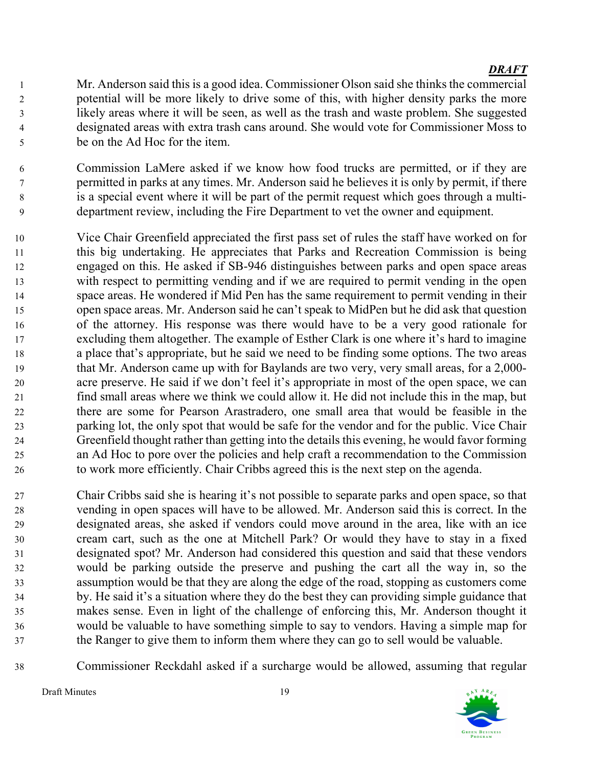Mr. Anderson said this is a good idea. Commissioner Olson said she thinks the commercial potential will be more likely to drive some of this, with higher density parks the more likely areas where it will be seen, as well as the trash and waste problem. She suggested designated areas with extra trash cans around. She would vote for Commissioner Moss to be on the Ad Hoc for the item.

Commission LaMere asked if we know how food trucks are permitted, or if they are permitted in parks at any times. Mr. Anderson said he believes it is only by permit, if there is a special event where it will be part of the permit request which goes through a multi-department review, including the Fire Department to vet the owner and equipment.

Vice Chair Greenfield appreciated the first pass set of rules the staff have worked on for this big undertaking. He appreciates that Parks and Recreation Commission is being engaged on this. He asked if SB-946 distinguishes between parks and open space areas with respect to permitting vending and if we are required to permit vending in the open space areas. He wondered if Mid Pen has the same requirement to permit vending in their open space areas. Mr. Anderson said he can't speak to MidPen but he did ask that question of the attorney. His response was there would have to be a very good rationale for excluding them altogether. The example of Esther Clark is one where it's hard to imagine a place that's appropriate, but he said we need to be finding some options. The two areas that Mr. Anderson came up with for Baylands are two very, very small areas, for a 2,000-acre preserve. He said if we don't feel it's appropriate in most of the open space, we can find small areas where we think we could allow it. He did not include this in the map, but there are some for Pearson Arastradero, one small area that would be feasible in the parking lot, the only spot that would be safe for the vendor and for the public. Vice Chair Greenfield thought rather than getting into the details this evening, he would favor forming an Ad Hoc to pore over the policies and help craft a recommendation to the Commission to work more efficiently. Chair Cribbs agreed this is the next step on the agenda.

Chair Cribbs said she is hearing it's not possible to separate parks and open space, so that vending in open spaces will have to be allowed. Mr. Anderson said this is correct. In the designated areas, she asked if vendors could move around in the area, like with an ice cream cart, such as the one at Mitchell Park? Or would they have to stay in a fixed designated spot? Mr. Anderson had considered this question and said that these vendors would be parking outside the preserve and pushing the cart all the way in, so the assumption would be that they are along the edge of the road, stopping as customers come by. He said it's a situation where they do the best they can providing simple guidance that makes sense. Even in light of the challenge of enforcing this, Mr. Anderson thought it would be valuable to have something simple to say to vendors. Having a simple map for the Ranger to give them to inform them where they can go to sell would be valuable.

Commissioner Reckdahl asked if a surcharge would be allowed, assuming that regular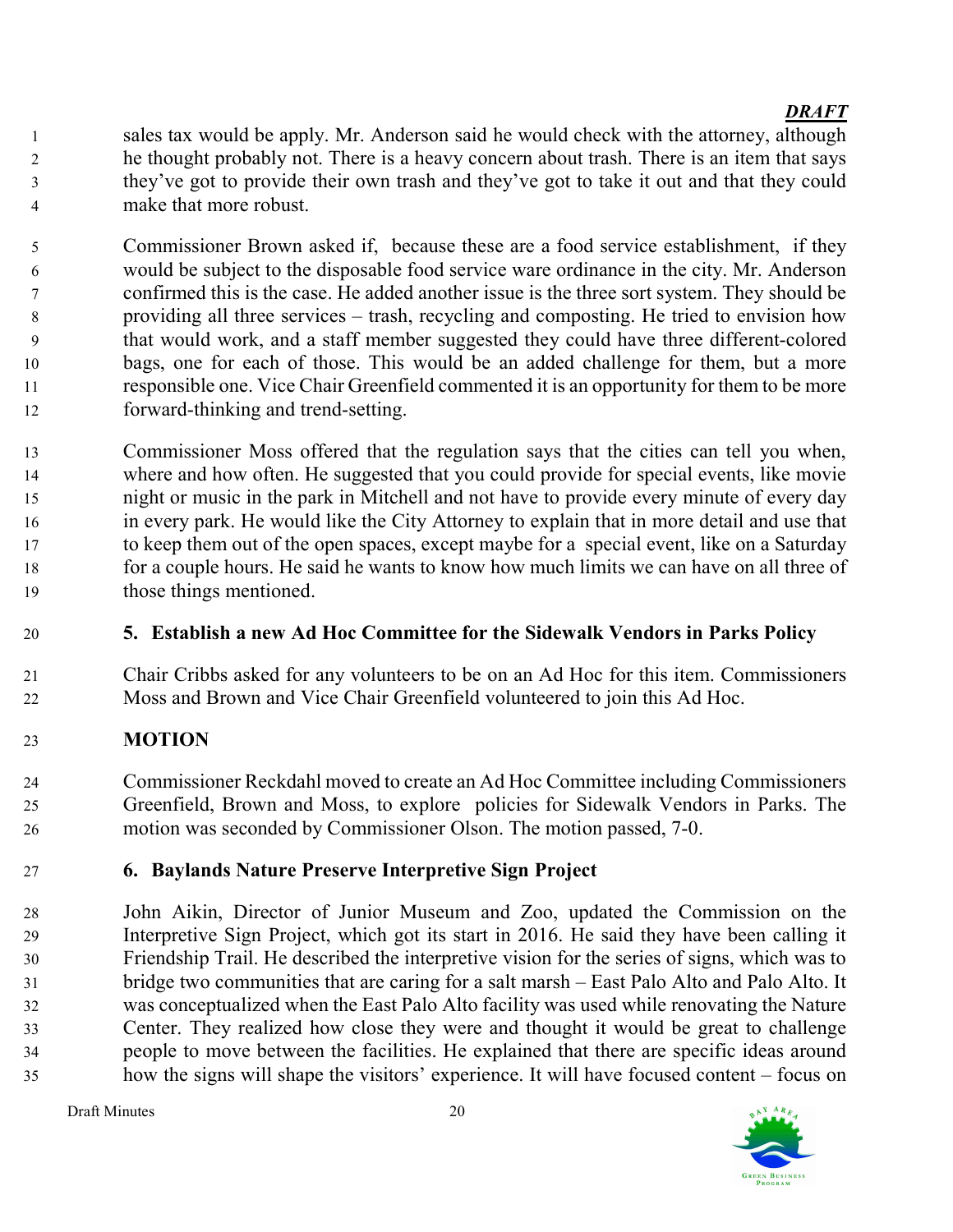sales tax would be apply. Mr. Anderson said he would check with the attorney, although he thought probably not. There is a heavy concern about trash. There is an item that says they've got to provide their own trash and they've got to take it out and that they could make that more robust.

Commissioner Brown asked if, because these are a food service establishment, if they would be subject to the disposable food service ware ordinance in the city. Mr. Anderson confirmed this is the case. He added another issue is the three sort system. They should be providing all three services – trash, recycling and composting. He tried to envision how that would work, and a staff member suggested they could have three different-colored bags, one for each of those. This would be an added challenge for them, but a more responsible one. Vice Chair Greenfield commented it is an opportunity for them to be more forward-thinking and trend-setting.

Commissioner Moss offered that the regulation says that the cities can tell you when, where and how often. He suggested that you could provide for special events, like movie night or music in the park in Mitchell and not have to provide every minute of every day in every park. He would like the City Attorney to explain that in more detail and use that to keep them out of the open spaces, except maybe for a special event, like on a Saturday for a couple hours. He said he wants to know how much limits we can have on all three of those things mentioned.

### 5. Establish a new Ad Hoc Committee for the Sidewalk Vendors in Parks Policy

Chair Cribbs asked for any volunteers to be on an Ad Hoc for this item. Commissioners Moss and Brown and Vice Chair Greenfield volunteered to join this Ad Hoc.

**MOTION**

Commissioner Reckdahl moved to create an Ad Hoc Committee including Commissioners Greenfield, Brown and Moss, to explore policies for Sidewalk Vendors in Parks. The motion was seconded by Commissioner Olson. The motion passed, 7-0.

### 6. Baylands Nature Preserve Interpretive Sign Project

John Aikin, Director of Junior Museum and Zoo, updated the Commission on the Interpretive Sign Project, which got its start in 2016. He said they have been calling it Friendship Trail. He described the interpretive vision for the series of signs, which was to bridge two communities that are caring for a salt marsh – East Palo Alto and Palo Alto. It was conceptualized when the East Palo Alto facility was used while renovating the Nature Center. They realized how close they were and thought it would be great to challenge people to move between the facilities. He explained that there are specific ideas around how the signs will shape the visitors' experience. It will have focused content – focus on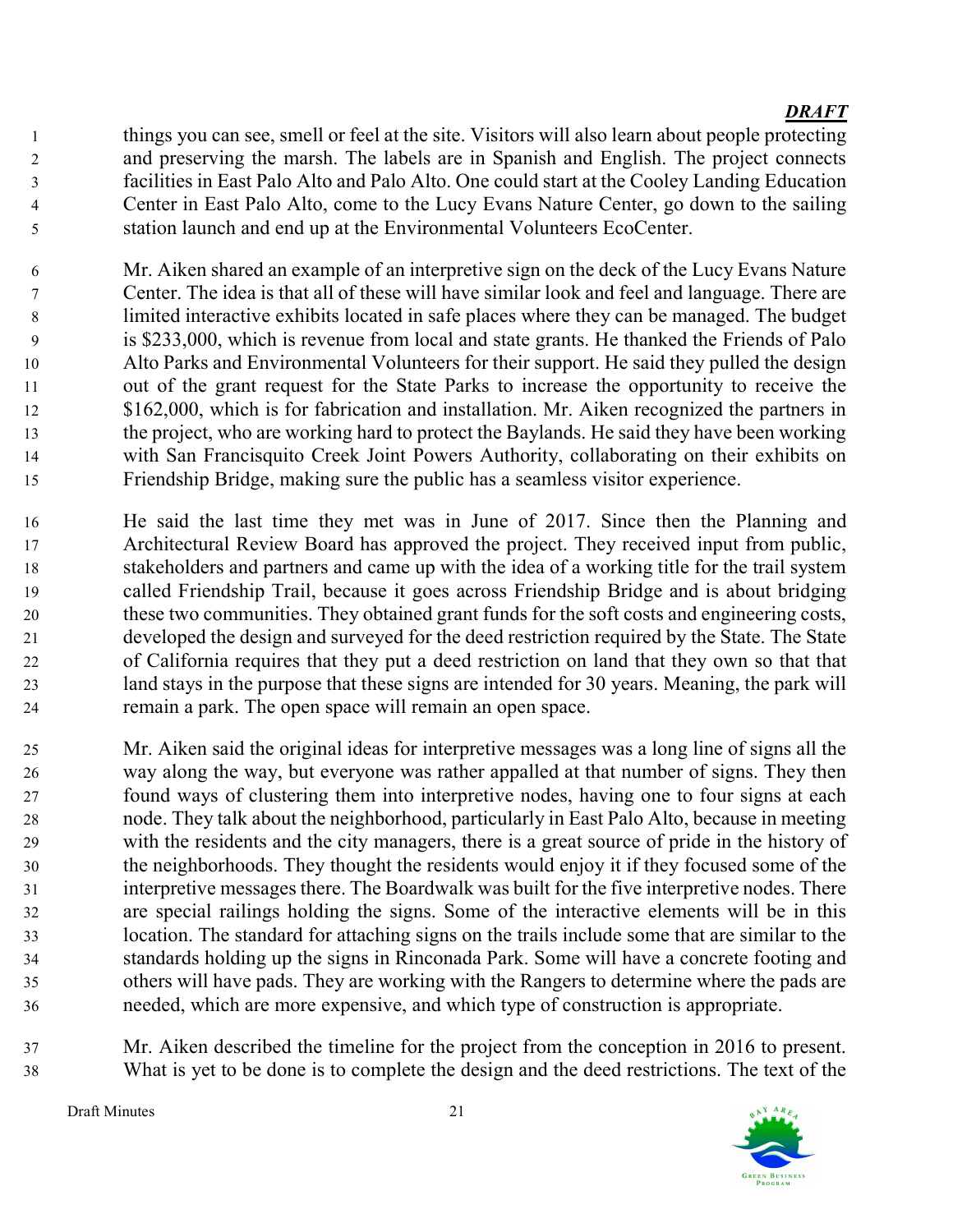things you can see, smell or feel at the site. Visitors will also learn about people protecting and preserving the marsh. The labels are in Spanish and English. The project connects facilities in East Palo Alto and Palo Alto. One could start at the Cooley Landing Education Center in East Palo Alto, come to the Lucy Evans Nature Center, go down to the sailing station launch and end up at the Environmental Volunteers EcoCenter.

Mr. Aiken shared an example of an interpretive sign on the deck of the Lucy Evans Nature Center. The idea is that all of these will have similar look and feel and language. There are limited interactive exhibits located in safe places where they can be managed. The budget is $233,000, which is revenue from local and state grants. He thanked the Friends of Palo Alto Parks and Environmental Volunteers for their support. He said they pulled the design out of the grant request for the State Parks to increase the opportunity to receive the $162,000, which is for fabrication and installation. Mr. Aiken recognized the partners in the project, who are working hard to protect the Baylands. He said they have been working with San Francisquito Creek Joint Powers Authority, collaborating on their exhibits on Friendship Bridge, making sure the public has a seamless visitor experience.

He said the last time they met was in June of 2017. Since then the Planning and Architectural Review Board has approved the project. They received input from public, stakeholders and partners and came up with the idea of a working title for the trail system called Friendship Trail, because it goes across Friendship Bridge and is about bridging these two communities. They obtained grant funds for the soft costs and engineering costs, developed the design and surveyed for the deed restriction required by the State. The State of California requires that they put a deed restriction on land that they own so that that land stays in the purpose that these signs are intended for 30 years. Meaning, the park will remain a park. The open space will remain an open space.

Mr. Aiken said the original ideas for interpretive messages was a long line of signs all the way along the way, but everyone was rather appalled at that number of signs. They then found ways of clustering them into interpretive nodes, having one to four signs at each node. They talk about the neighborhood, particularly in East Palo Alto, because in meeting with the residents and the city managers, there is a great source of pride in the history of the neighborhoods. They thought the residents would enjoy it if they focused some of the interpretive messages there. The Boardwalk was built for the five interpretive nodes. There are special railings holding the signs. Some of the interactive elements will be in this location. The standard for attaching signs on the trails include some that are similar to the standards holding up the signs in Rinconada Park. Some will have a concrete footing and others will have pads. They are working with the Rangers to determine where the pads are needed, which are more expensive, and which type of construction is appropriate.

Mr. Aiken described the timeline for the project from the conception in 2016 to present. What is yet to be done is to complete the design and the deed restrictions. The text of the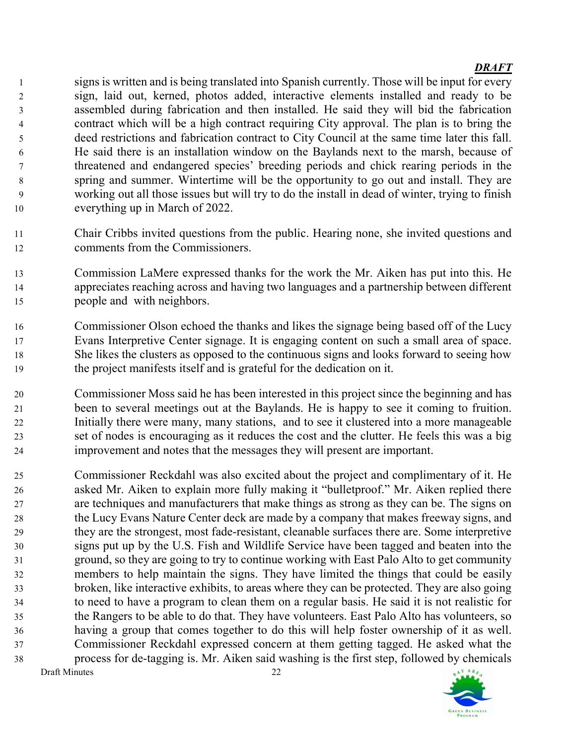signs is written and is being translated into Spanish currently. Those will be input for every sign, laid out, kerned, photos added, interactive elements installed and ready to be assembled during fabrication and then installed. He said they will bid the fabrication contract which will be a high contract requiring City approval. The plan is to bring the deed restrictions and fabrication contract to City Council at the same time later this fall. He said there is an installation window on the Baylands next to the marsh, because of threatened and endangered species' breeding periods and chick rearing periods in the spring and summer. Wintertime will be the opportunity to go out and install. They are working out all those issues but will try to do the install in dead of winter, trying to finish everything up in March of 2022.

Chair Cribbs invited questions from the public. Hearing none, she invited questions and comments from the Commissioners.

Commission LaMere expressed thanks for the work the Mr. Aiken has put into this. He appreciates reaching across and having two languages and a partnership between different people and  with neighbors.

Commissioner Olson echoed the thanks and likes the signage being based off of the Lucy Evans Interpretive Center signage. It is engaging content on such a small area of space. She likes the clusters as opposed to the continuous signs and looks forward to seeing how the project manifests itself and is grateful for the dedication on it.

Commissioner Moss said he has been interested in this project since the beginning and has been to several meetings out at the Baylands. He is happy to see it coming to fruition. Initially there were many, many stations,  and to see it clustered into a more manageable set of nodes is encouraging as it reduces the cost and the clutter. He feels this was a big improvement and notes that the messages they will present are important.

Commissioner Reckdahl was also excited about the project and complimentary of it. He asked Mr. Aiken to explain more fully making it "bulletproof." Mr. Aiken replied there are techniques and manufacturers that make things as strong as they can be. The signs on the Lucy Evans Nature Center deck are made by a company that makes freeway signs, and they are the strongest, most fade-resistant, cleanable surfaces there are. Some interpretive signs put up by the U.S. Fish and Wildlife Service have been tagged and beaten into the ground, so they are going to try to continue working with East Palo Alto to get community members to help maintain the signs. They have limited the things that could be easily broken, like interactive exhibits, to areas where they can be protected. They are also going to need to have a program to clean them on a regular basis. He said it is not realistic for the Rangers to be able to do that. They have volunteers. East Palo Alto has volunteers, so having a group that comes together to do this will help foster ownership of it as well. Commissioner Reckdahl expressed concern at them getting tagged. He asked what the process for de-tagging is. Mr. Aiken said washing is the first step, followed by chemicals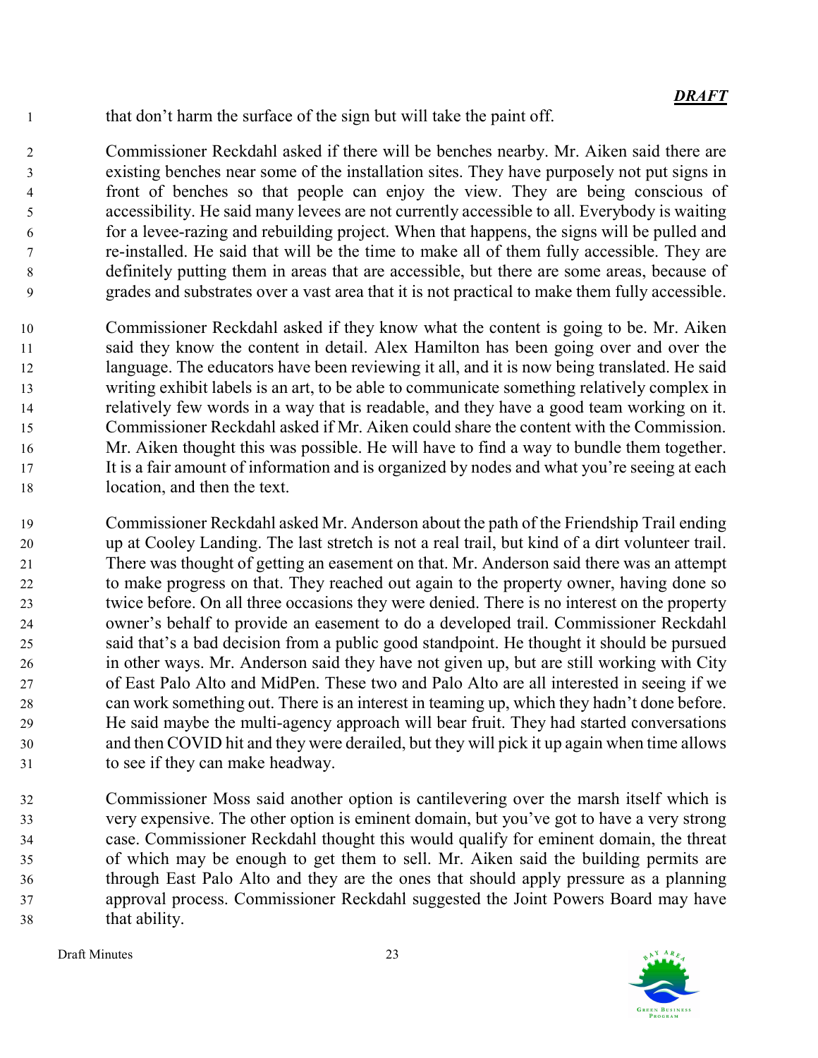that don't harm the surface of the sign but will take the paint off.

Commissioner Reckdahl asked if there will be benches nearby. Mr. Aiken said there are existing benches near some of the installation sites. They have purposely not put signs in front of benches so that people can enjoy the view. They are being conscious of accessibility. He said many levees are not currently accessible to all. Everybody is waiting for a levee-razing and rebuilding project. When that happens, the signs will be pulled and re-installed. He said that will be the time to make all of them fully accessible. They are definitely putting them in areas that are accessible, but there are some areas, because of grades and substrates over a vast area that it is not practical to make them fully accessible.

Commissioner Reckdahl asked if they know what the content is going to be. Mr. Aiken said they know the content in detail. Alex Hamilton has been going over and over the language. The educators have been reviewing it all, and it is now being translated. He said writing exhibit labels is an art, to be able to communicate something relatively complex in relatively few words in a way that is readable, and they have a good team working on it. Commissioner Reckdahl asked if Mr. Aiken could share the content with the Commission. Mr. Aiken thought this was possible. He will have to find a way to bundle them together. It is a fair amount of information and is organized by nodes and what you're seeing at each location, and then the text.

Commissioner Reckdahl asked Mr. Anderson about the path of the Friendship Trail ending up at Cooley Landing. The last stretch is not a real trail, but kind of a dirt volunteer trail. There was thought of getting an easement on that. Mr. Anderson said there was an attempt to make progress on that. They reached out again to the property owner, having done so twice before. On all three occasions they were denied. There is no interest on the property owner's behalf to provide an easement to do a developed trail. Commissioner Reckdahl said that's a bad decision from a public good standpoint. He thought it should be pursued in other ways. Mr. Anderson said they have not given up, but are still working with City of East Palo Alto and MidPen. These two and Palo Alto are all interested in seeing if we can work something out. There is an interest in teaming up, which they hadn't done before. He said maybe the multi-agency approach will bear fruit. They had started conversations and then COVID hit and they were derailed, but they will pick it up again when time allows to see if they can make headway.

Commissioner Moss said another option is cantilevering over the marsh itself which is very expensive. The other option is eminent domain, but you've got to have a very strong case. Commissioner Reckdahl thought this would qualify for eminent domain, the threat of which may be enough to get them to sell. Mr. Aiken said the building permits are through East Palo Alto and they are the ones that should apply pressure as a planning approval process. Commissioner Reckdahl suggested the Joint Powers Board may have that ability.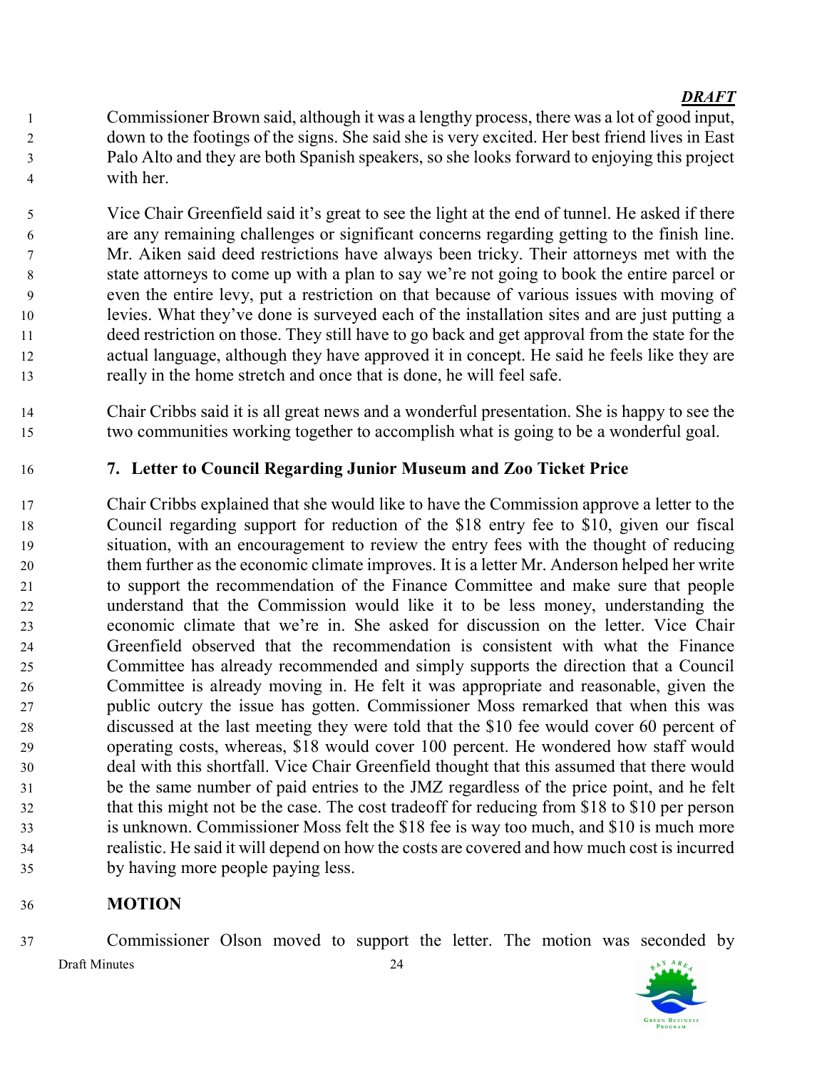Commissioner Brown said, although it was a lengthy process, there was a lot of good input, down to the footings of the signs. She said she is very excited. Her best friend lives in East Palo Alto and they are both Spanish speakers, so she looks forward to enjoying this project with her.

Vice Chair Greenfield said it's great to see the light at the end of tunnel. He asked if there are any remaining challenges or significant concerns regarding getting to the finish line. Mr. Aiken said deed restrictions have always been tricky. Their attorneys met with the state attorneys to come up with a plan to say we're not going to book the entire parcel or even the entire levy, put a restriction on that because of various issues with moving of levies. What they've done is surveyed each of the installation sites and are just putting a deed restriction on those. They still have to go back and get approval from the state for the actual language, although they have approved it in concept. He said he feels like they are really in the home stretch and once that is done, he will feel safe.

Chair Cribbs said it is all great news and a wonderful presentation. She is happy to see the two communities working together to accomplish what is going to be a wonderful goal.

**7. Letter to Council Regarding Junior Museum and Zoo Ticket Price**

Chair Cribbs explained that she would like to have the Commission approve a letter to the Council regarding support for reduction of the $18 entry fee to $10, given our fiscal situation, with an encouragement to review the entry fees with the thought of reducing them further as the economic climate improves. It is a letter Mr. Anderson helped her write to support the recommendation of the Finance Committee and make sure that people understand that the Commission would like it to be less money, understanding the economic climate that we're in. She asked for discussion on the letter. Vice Chair Greenfield observed that the recommendation is consistent with what the Finance Committee has already recommended and simply supports the direction that a Council Committee is already moving in. He felt it was appropriate and reasonable, given the public outcry the issue has gotten. Commissioner Moss remarked that when this was discussed at the last meeting they were told that the $10 fee would cover 60 percent of operating costs, whereas, $18 would cover 100 percent. He wondered how staff would deal with this shortfall. Vice Chair Greenfield thought that this assumed that there would be the same number of paid entries to the JMZ regardless of the price point, and he felt that this might not be the case. The cost tradeoff for reducing from $18 to $10 per person is unknown. Commissioner Moss felt the $18 fee is way too much, and $10 is much more realistic. He said it will depend on how the costs are covered and how much cost is incurred by having more people paying less.

**MOTION**

Commissioner Olson moved to support the letter. The motion was seconded by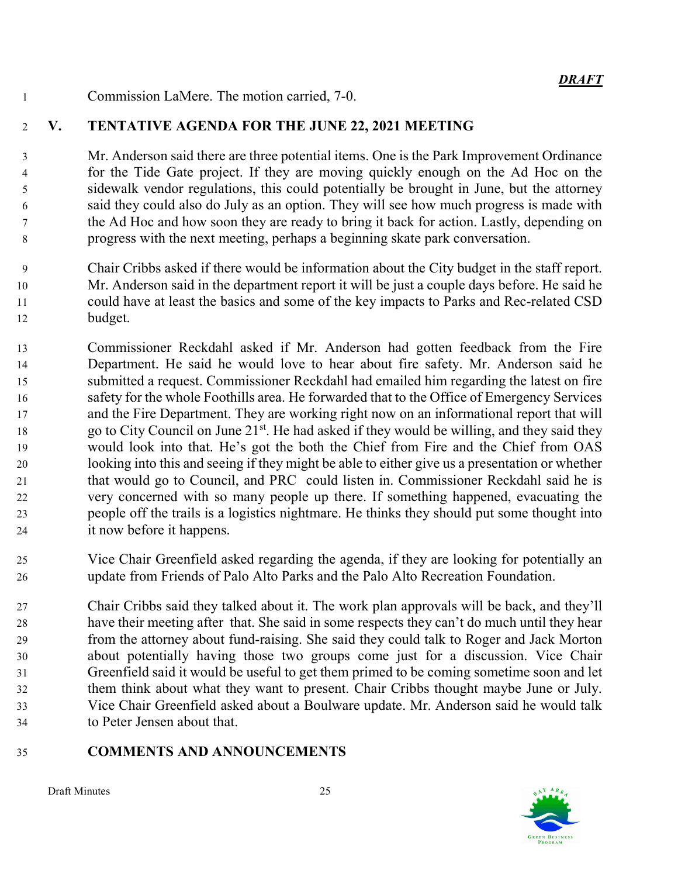Commission LaMere. The motion carried, 7-0.

## V. TENTATIVE AGENDA FOR THE JUNE 22, 2021 MEETING

Mr. Anderson said there are three potential items. One is the Park Improvement Ordinance for the Tide Gate project. If they are moving quickly enough on the Ad Hoc on the sidewalk vendor regulations, this could potentially be brought in June, but the attorney said they could also do July as an option. They will see how much progress is made with the Ad Hoc and how soon they are ready to bring it back for action. Lastly, depending on progress with the next meeting, perhaps a beginning skate park conversation.

Chair Cribbs asked if there would be information about the City budget in the staff report. Mr. Anderson said in the department report it will be just a couple days before. He said he could have at least the basics and some of the key impacts to Parks and Rec-related CSD budget.

Commissioner Reckdahl asked if Mr. Anderson had gotten feedback from the Fire Department. He said he would love to hear about fire safety. Mr. Anderson said he submitted a request. Commissioner Reckdahl had emailed him regarding the latest on fire safety for the whole Foothills area. He forwarded that to the Office of Emergency Services and the Fire Department. They are working right now on an informational report that will go to City Council on June 21st. He had asked if they would be willing, and they said they would look into that. He's got the both the Chief from Fire and the Chief from OAS looking into this and seeing if they might be able to either give us a presentation or whether that would go to Council, and PRC could listen in. Commissioner Reckdahl said he is very concerned with so many people up there. If something happened, evacuating the people off the trails is a logistics nightmare. He thinks they should put some thought into it now before it happens.

Vice Chair Greenfield asked regarding the agenda, if they are looking for potentially an update from Friends of Palo Alto Parks and the Palo Alto Recreation Foundation.

Chair Cribbs said they talked about it. The work plan approvals will be back, and they'll have their meeting after that. She said in some respects they can't do much until they hear from the attorney about fund-raising. She said they could talk to Roger and Jack Morton about potentially having those two groups come just for a discussion. Vice Chair Greenfield said it would be useful to get them primed to be coming sometime soon and let them think about what they want to present. Chair Cribbs thought maybe June or July. Vice Chair Greenfield asked about a Boulware update. Mr. Anderson said he would talk to Peter Jensen about that.

## COMMENTS AND ANNOUNCEMENTS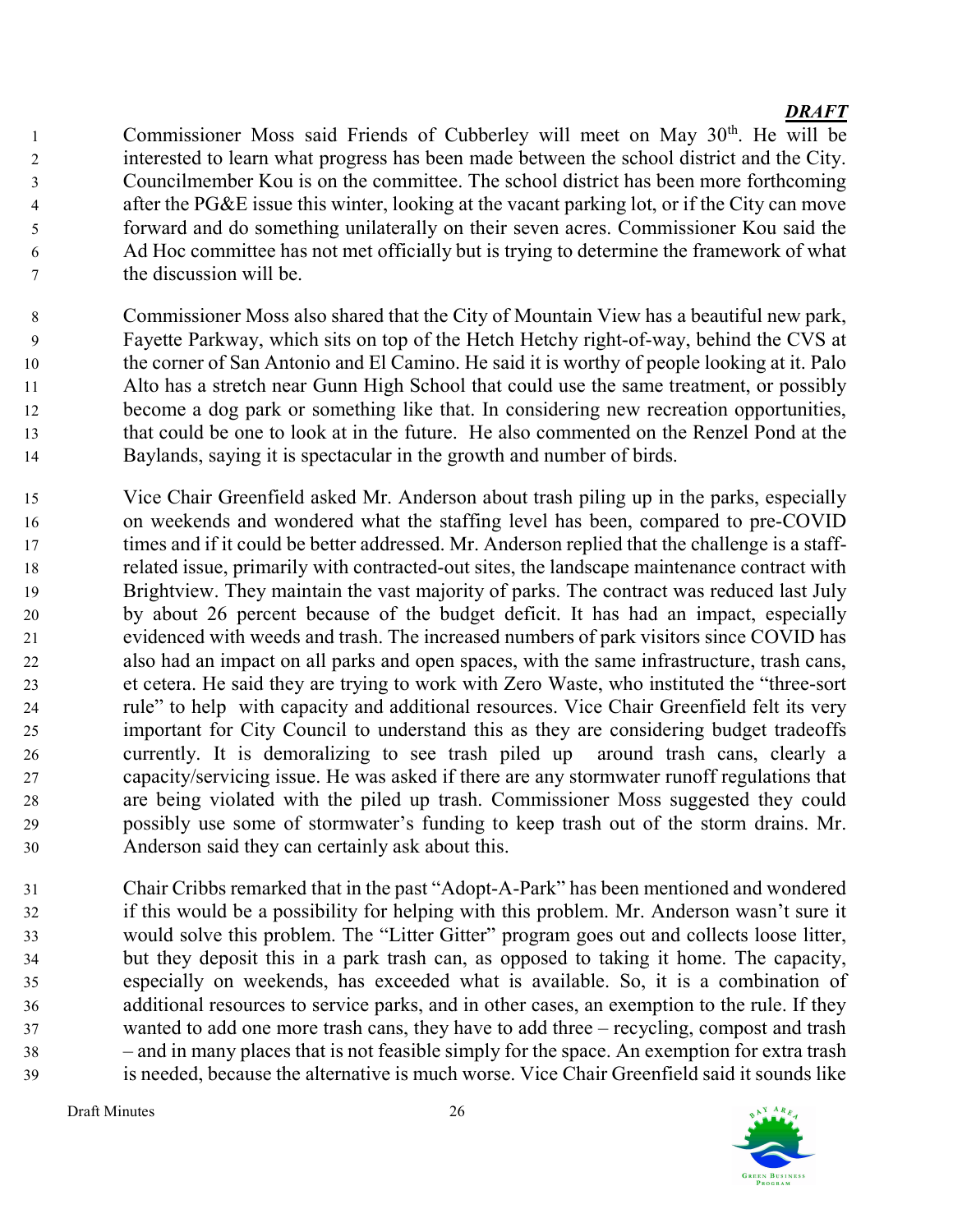***DRAFT***

Commissioner Moss said Friends of Cubberley will meet on May 30th. He will be interested to learn what progress has been made between the school district and the City. Councilmember Kou is on the committee. The school district has been more forthcoming after the PG&E issue this winter, looking at the vacant parking lot, or if the City can move forward and do something unilaterally on their seven acres. Commissioner Kou said the Ad Hoc committee has not met officially but is trying to determine the framework of what the discussion will be.

Commissioner Moss also shared that the City of Mountain View has a beautiful new park, Fayette Parkway, which sits on top of the Hetch Hetchy right-of-way, behind the CVS at the corner of San Antonio and El Camino. He said it is worthy of people looking at it. Palo Alto has a stretch near Gunn High School that could use the same treatment, or possibly become a dog park or something like that. In considering new recreation opportunities, that could be one to look at in the future. He also commented on the Renzel Pond at the Baylands, saying it is spectacular in the growth and number of birds.

Vice Chair Greenfield asked Mr. Anderson about trash piling up in the parks, especially on weekends and wondered what the staffing level has been, compared to pre-COVID times and if it could be better addressed. Mr. Anderson replied that the challenge is a staff-related issue, primarily with contracted-out sites, the landscape maintenance contract with Brightview. They maintain the vast majority of parks. The contract was reduced last July by about 26 percent because of the budget deficit. It has had an impact, especially evidenced with weeds and trash. The increased numbers of park visitors since COVID has also had an impact on all parks and open spaces, with the same infrastructure, trash cans, et cetera. He said they are trying to work with Zero Waste, who instituted the "three-sort rule" to help with capacity and additional resources. Vice Chair Greenfield felt its very important for City Council to understand this as they are considering budget tradeoffs currently. It is demoralizing to see trash piled up around trash cans, clearly a capacity/servicing issue. He was asked if there are any stormwater runoff regulations that are being violated with the piled up trash. Commissioner Moss suggested they could possibly use some of stormwater's funding to keep trash out of the storm drains. Mr. Anderson said they can certainly ask about this.

Chair Cribbs remarked that in the past "Adopt-A-Park" has been mentioned and wondered if this would be a possibility for helping with this problem. Mr. Anderson wasn't sure it would solve this problem. The "Litter Gitter" program goes out and collects loose litter, but they deposit this in a park trash can, as opposed to taking it home. The capacity, especially on weekends, has exceeded what is available. So, it is a combination of additional resources to service parks, and in other cases, an exemption to the rule. If they wanted to add one more trash cans, they have to add three – recycling, compost and trash – and in many places that is not feasible simply for the space. An exemption for extra trash is needed, because the alternative is much worse. Vice Chair Greenfield said it sounds like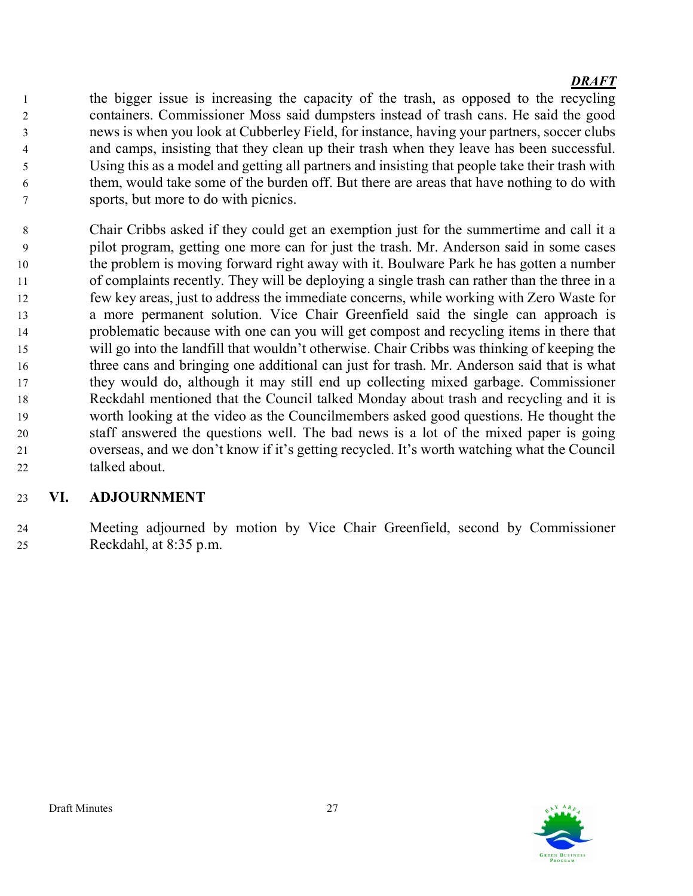the bigger issue is increasing the capacity of the trash, as opposed to the recycling containers. Commissioner Moss said dumpsters instead of trash cans. He said the good news is when you look at Cubberley Field, for instance, having your partners, soccer clubs and camps, insisting that they clean up their trash when they leave has been successful. Using this as a model and getting all partners and insisting that people take their trash with them, would take some of the burden off. But there are areas that have nothing to do with sports, but more to do with picnics.

Chair Cribbs asked if they could get an exemption just for the summertime and call it a pilot program, getting one more can for just the trash. Mr. Anderson said in some cases the problem is moving forward right away with it. Boulware Park he has gotten a number of complaints recently. They will be deploying a single trash can rather than the three in a few key areas, just to address the immediate concerns, while working with Zero Waste for a more permanent solution. Vice Chair Greenfield said the single can approach is problematic because with one can you will get compost and recycling items in there that will go into the landfill that wouldn't otherwise. Chair Cribbs was thinking of keeping the three cans and bringing one additional can just for trash. Mr. Anderson said that is what they would do, although it may still end up collecting mixed garbage. Commissioner Reckdahl mentioned that the Council talked Monday about trash and recycling and it is worth looking at the video as the Councilmembers asked good questions. He thought the staff answered the questions well. The bad news is a lot of the mixed paper is going overseas, and we don't know if it's getting recycled. It's worth watching what the Council talked about.

## VI. ADJOURNMENT

Meeting adjourned by motion by Vice Chair Greenfield, second by Commissioner Reckdahl, at 8:35 p.m.